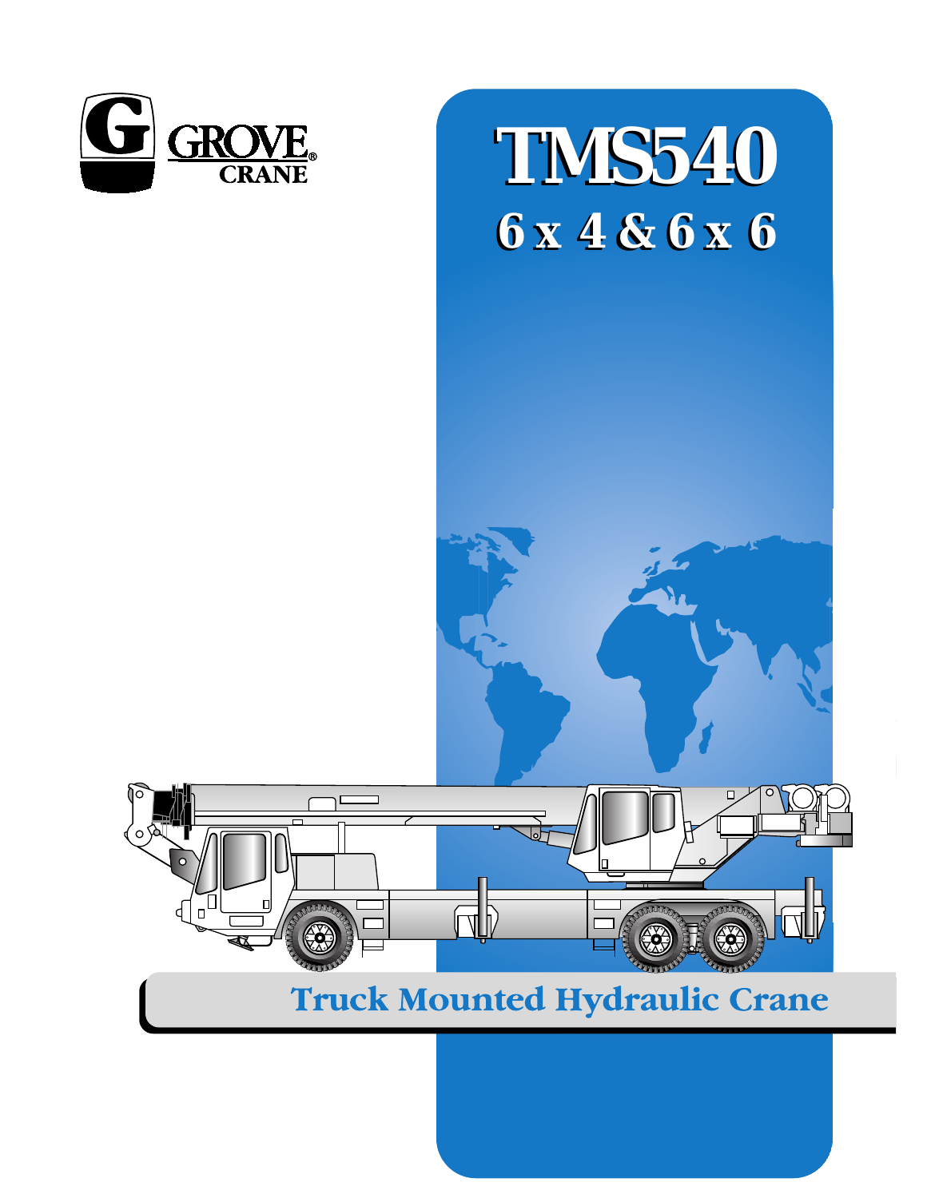GROVE
CRANE

# TMS540

## 6 x 4 & 6 x 6

## Truck Mounted Hydraulic Crane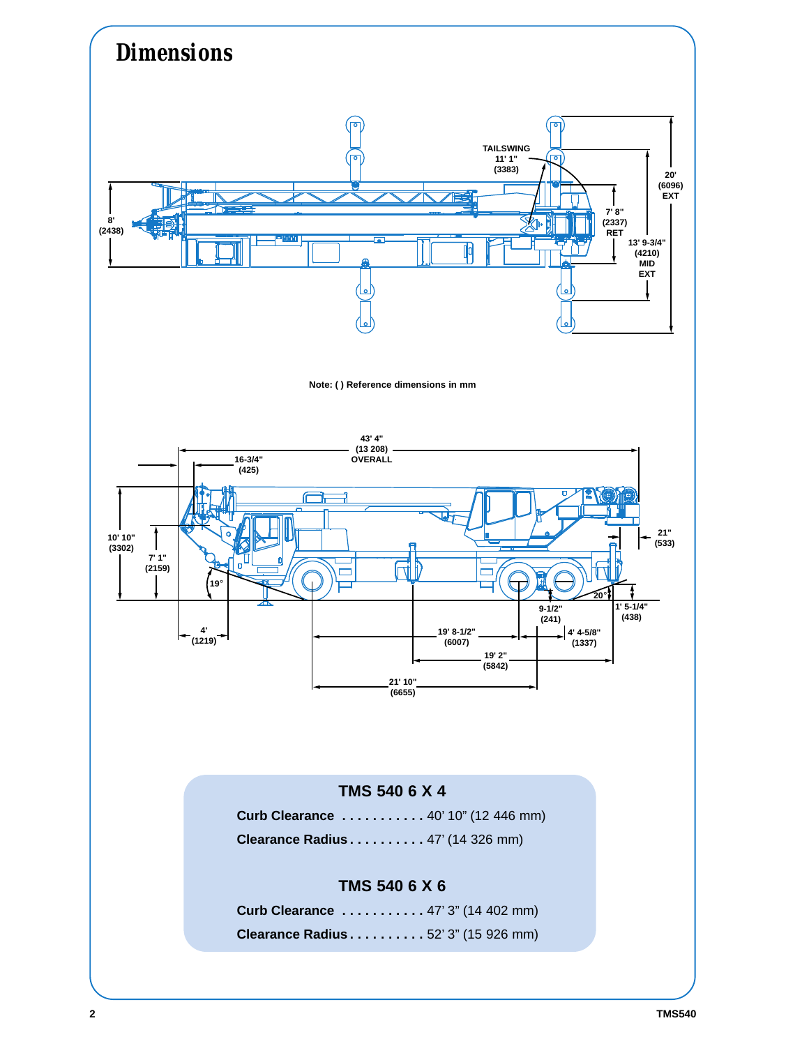# Dimensions

TAILSWING 11' 1" (3383)

8' (2438)

7' 8" (2337) RET

13' 9-3/4" (4210) MID EXT

20' (6096) EXT

Note: ( ) Reference dimensions in mm

43' 4" (13 208) OVERALL

16-3/4" (425)

10' 10" (3302)

7' 1" (2159)

19°

4' (1219)

21" (533)

20°

1' 5-1/4" (438)

9-1/2" (241)

19' 8-1/2" (6007)

4' 4-5/8" (1337)

19' 2" (5842)

21' 10" (6655)

## TMS 540 6 X 4

**Curb Clearance** . . . . . . . . . . . 40' 10" (12 446 mm)

**Clearance Radius** . . . . . . . . . . 47' (14 326 mm)

## TMS 540 6 X 6

**Curb Clearance** . . . . . . . . . . . 47' 3" (14 402 mm)

**Clearance Radius** . . . . . . . . . . 52' 3" (15 926 mm)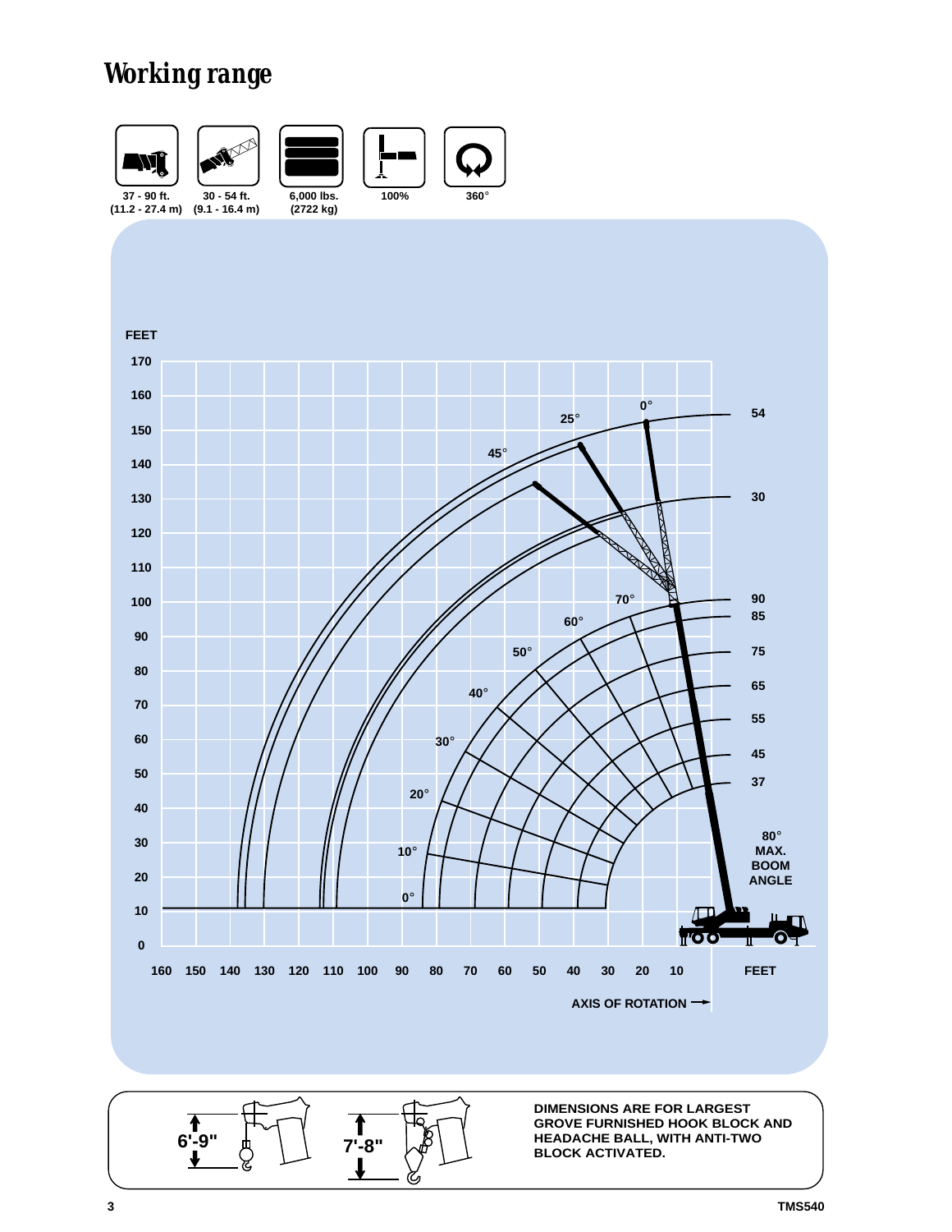# Working range

37 - 90 ft. (11.2 - 27.4 m)

30 - 54 ft. (9.1 - 16.4 m)

6,000 lbs. (2722 kg)

100%

360°

FEET

170, 160, 150, 140, 130, 120, 110, 100, 90, 80, 70, 60, 50, 40, 30, 20, 10, 0

160 150 140 130 120 110 100 90 80 70 60 50 40 30 20 10 FEET

AXIS OF ROTATION →

0° 25° 45° — 54, 30

70° 60° 50° 40° 30° 20° 10° 0° — 90, 85, 75, 65, 55, 45, 37

80° MAX. BOOM ANGLE

6'-9"

7'-8"

**DIMENSIONS ARE FOR LARGEST GROVE FURNISHED HOOK BLOCK AND HEADACHE BALL, WITH ANTI-TWO BLOCK ACTIVATED.**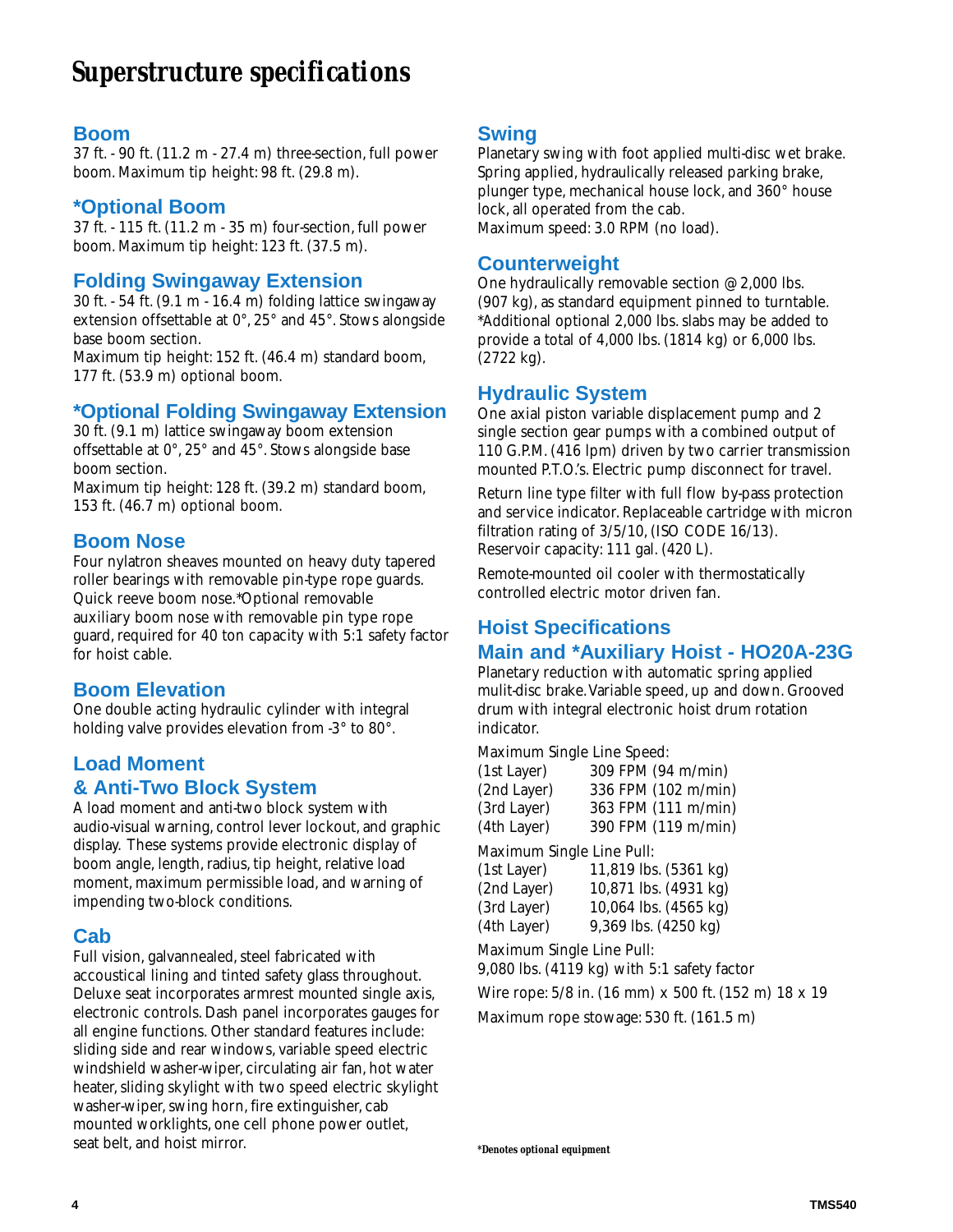# Superstructure specifications

## Boom

37 ft. - 90 ft. (11.2 m - 27.4 m) three-section, full power boom. Maximum tip height: 98 ft. (29.8 m).

## *Optional Boom

37 ft. - 115 ft. (11.2 m - 35 m) four-section, full power boom. Maximum tip height: 123 ft. (37.5 m).

## Folding Swingaway Extension

30 ft. - 54 ft. (9.1 m - 16.4 m) folding lattice swingaway extension offsettable at 0°, 25° and 45°. Stows alongside base boom section.

Maximum tip height: 152 ft. (46.4 m) standard boom, 177 ft. (53.9 m) optional boom.

## *Optional Folding Swingaway Extension

30 ft. (9.1 m) lattice swingaway boom extension offsettable at 0°, 25° and 45°. Stows alongside base boom section.

Maximum tip height: 128 ft. (39.2 m) standard boom, 153 ft. (46.7 m) optional boom.

## Boom Nose

Four nylatron sheaves mounted on heavy duty tapered roller bearings with removable pin-type rope guards. Quick reeve boom nose.*Optional removable auxiliary boom nose with removable pin type rope guard, required for 40 ton capacity with 5:1 safety factor for hoist cable.

## Boom Elevation

One double acting hydraulic cylinder with integral holding valve provides elevation from -3° to 80°.

## Load Moment & Anti-Two Block System

A load moment and anti-two block system with audio-visual warning, control lever lockout, and graphic display. These systems provide electronic display of boom angle, length, radius, tip height, relative load moment, maximum permissible load, and warning of impending two-block conditions.

## Cab

Full vision, galvannealed, steel fabricated with accoustical lining and tinted safety glass throughout. Deluxe seat incorporates armrest mounted single axis, electronic controls. Dash panel incorporates gauges for all engine functions. Other standard features include: sliding side and rear windows, variable speed electric windshield washer-wiper, circulating air fan, hot water heater, sliding skylight with two speed electric skylight washer-wiper, swing horn, fire extinguisher, cab mounted worklights, one cell phone power outlet, seat belt, and hoist mirror.

## Swing

Planetary swing with foot applied multi-disc wet brake. Spring applied, hydraulically released parking brake, plunger type, mechanical house lock, and 360° house lock, all operated from the cab.
Maximum speed: 3.0 RPM (no load).

## Counterweight

One hydraulically removable section @ 2,000 lbs. (907 kg), as standard equipment pinned to turntable. *Additional optional 2,000 lbs. slabs may be added to provide a total of 4,000 lbs. (1814 kg) or 6,000 lbs. (2722 kg).

## Hydraulic System

One axial piston variable displacement pump and 2 single section gear pumps with a combined output of 110 G.P.M. (416 lpm) driven by two carrier transmission mounted P.T.O.'s. Electric pump disconnect for travel.

Return line type filter with full flow by-pass protection and service indicator. Replaceable cartridge with micron filtration rating of 3/5/10, (ISO CODE 16/13).
Reservoir capacity: 111 gal. (420 L).

Remote-mounted oil cooler with thermostatically controlled electric motor driven fan.

## Hoist Specifications
## Main and *Auxiliary Hoist - HO20A-23G

Planetary reduction with automatic spring applied mulit-disc brake. Variable speed, up and down. Grooved drum with integral electronic hoist drum rotation indicator.

Maximum Single Line Speed:

| | |
|---|---|
| (1st Layer) | 309 FPM (94 m/min) |
| (2nd Layer) | 336 FPM (102 m/min) |
| (3rd Layer) | 363 FPM (111 m/min) |
| (4th Layer) | 390 FPM (119 m/min) |

Maximum Single Line Pull:

| | |
|---|---|
| (1st Layer) | 11,819 lbs. (5361 kg) |
| (2nd Layer) | 10,871 lbs. (4931 kg) |
| (3rd Layer) | 10,064 lbs. (4565 kg) |
| (4th Layer) | 9,369 lbs. (4250 kg) |

Maximum Single Line Pull:
9,080 lbs. (4119 kg) with 5:1 safety factor

Wire rope: 5/8 in. (16 mm) x 500 ft. (152 m) 18 x 19

Maximum rope stowage: 530 ft. (161.5 m)

***Denotes optional equipment**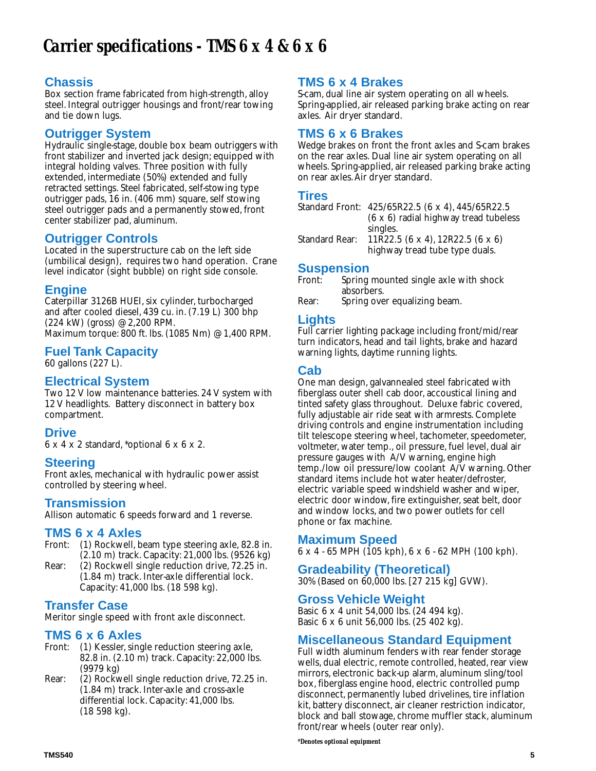# Carrier specifications - TMS 6 x 4 & 6 x 6

## Chassis

Box section frame fabricated from high-strength, alloy steel. Integral outrigger housings and front/rear towing and tie down lugs.

## Outrigger System

Hydraulic single-stage, double box beam outriggers with front stabilizer and inverted jack design; equipped with integral holding valves. Three position with fully extended, intermediate (50%) extended and fully retracted settings. Steel fabricated, self-stowing type outrigger pads, 16 in. (406 mm) square, self stowing steel outrigger pads and a permanently stowed, front center stabilizer pad, aluminum.

## Outrigger Controls

Located in the superstructure cab on the left side (umbilical design), requires two hand operation. Crane level indicator (sight bubble) on right side console.

## Engine

Caterpillar 3126B HUEI, six cylinder, turbocharged and after cooled diesel, 439 cu. in. (7.19 L) 300 bhp (224 kW) (gross) @ 2,200 RPM.
Maximum torque: 800 ft. lbs. (1085 Nm) @ 1,400 RPM.

## Fuel Tank Capacity

60 gallons (227 L).

## Electrical System

Two 12 V low maintenance batteries. 24 V system with 12 V headlights. Battery disconnect in battery box compartment.

## Drive

6 x 4 x 2 standard, *optional 6 x 6 x 2.

## Steering

Front axles, mechanical with hydraulic power assist controlled by steering wheel.

## Transmission

Allison automatic 6 speeds forward and 1 reverse.

## TMS 6 x 4 Axles

Front: (1) Rockwell, beam type steering axle, 82.8 in. (2.10 m) track. Capacity: 21,000 lbs. (9526 kg)

Rear: (2) Rockwell single reduction drive, 72.25 in. (1.84 m) track. Inter-axle differential lock. Capacity: 41,000 lbs. (18 598 kg).

## Transfer Case

Meritor single speed with front axle disconnect.

## TMS 6 x 6 Axles

Front: (1) Kessler, single reduction steering axle, 82.8 in. (2.10 m) track. Capacity: 22,000 lbs. (9979 kg)

Rear: (2) Rockwell single reduction drive, 72.25 in. (1.84 m) track. Inter-axle and cross-axle differential lock. Capacity: 41,000 lbs. (18 598 kg).

## TMS 6 x 4 Brakes

S-cam, dual line air system operating on all wheels. Spring-applied, air released parking brake acting on rear axles. Air dryer standard.

## TMS 6 x 6 Brakes

Wedge brakes on front the front axles and S-cam brakes on the rear axles. Dual line air system operating on all wheels. Spring-applied, air released parking brake acting on rear axles. Air dryer standard.

## Tires

Standard Front: 425/65R22.5 (6 x 4), 445/65R22.5 (6 x 6) radial highway tread tubeless singles.

Standard Rear: 11R22.5 (6 x 4), 12R22.5 (6 x 6) highway tread tube type duals.

## Suspension

Front: Spring mounted single axle with shock absorbers.

Rear: Spring over equalizing beam.

## Lights

Full carrier lighting package including front/mid/rear turn indicators, head and tail lights, brake and hazard warning lights, daytime running lights.

## Cab

One man design, galvannealed steel fabricated with fiberglass outer shell cab door, accoustical lining and tinted safety glass throughout. Deluxe fabric covered, fully adjustable air ride seat with armrests. Complete driving controls and engine instrumentation including tilt telescope steering wheel, tachometer, speedometer, voltmeter, water temp., oil pressure, fuel level, dual air pressure gauges with A/V warning, engine high temp./low oil pressure/low coolant A/V warning. Other standard items include hot water heater/defroster, electric variable speed windshield washer and wiper, electric door window, fire extinguisher, seat belt, door and window locks, and two power outlets for cell phone or fax machine.

## Maximum Speed

6 x 4 - 65 MPH (105 kph), 6 x 6 - 62 MPH (100 kph).

## Gradeability (Theoretical)

30% (Based on 60,000 lbs. [27 215 kg] GVW).

## Gross Vehicle Weight

Basic 6 x 4 unit 54,000 lbs. (24 494 kg).
Basic 6 x 6 unit 56,000 lbs. (25 402 kg).

## Miscellaneous Standard Equipment

Full width aluminum fenders with rear fender storage wells, dual electric, remote controlled, heated, rear view mirrors, electronic back-up alarm, aluminum sling/tool box, fiberglass engine hood, electric controlled pump disconnect, permanently lubed drivelines, tire inflation kit, battery disconnect, air cleaner restriction indicator, block and ball stowage, chrome muffler stack, aluminum front/rear wheels (outer rear only).

***Denotes optional equipment**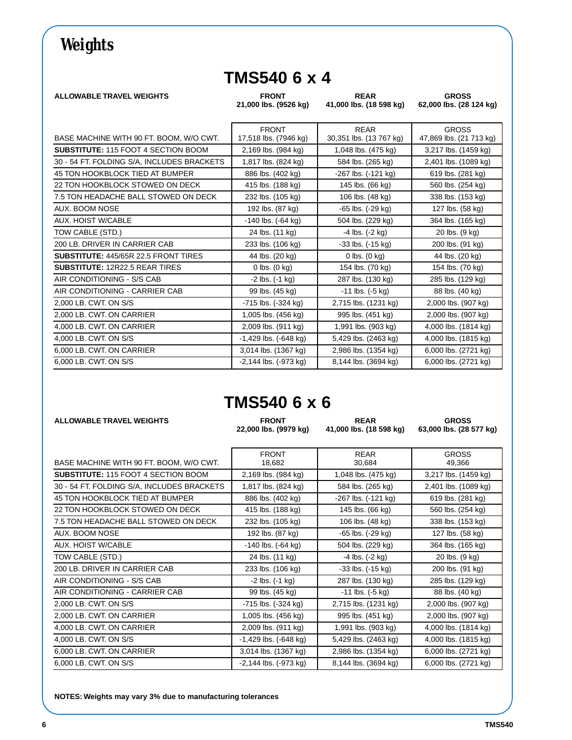# Weights

## TMS540 6 x 4

| ALLOWABLE TRAVEL WEIGHTS | FRONT | REAR | GROSS |
|---|---|---|---|
| | 21,000 lbs. (9526 kg) | 41,000 lbs. (18 598 kg) | 62,000 lbs. (28 124 kg) |

| | FRONT | REAR | GROSS |
|---|---|---|---|
| BASE MACHINE WITH 90 FT. BOOM, W/O CWT. | 17,518 lbs. (7946 kg) | 30,351 lbs. (13 767 kg) | 47,869 lbs. (21 713 kg) |
| **SUBSTITUTE:** 115 FOOT 4 SECTION BOOM | 2,169 lbs. (984 kg) | 1,048 lbs. (475 kg) | 3,217 lbs. (1459 kg) |
| 30 - 54 FT. FOLDING S/A, INCLUDES BRACKETS | 1,817 lbs. (824 kg) | 584 lbs. (265 kg) | 2,401 lbs. (1089 kg) |
| 45 TON HOOKBLOCK TIED AT BUMPER | 886 lbs. (402 kg) | -267 lbs. (-121 kg) | 619 lbs. (281 kg) |
| 22 TON HOOKBLOCK STOWED ON DECK | 415 lbs. (188 kg) | 145 lbs. (66 kg) | 560 lbs. (254 kg) |
| 7.5 TON HEADACHE BALL STOWED ON DECK | 232 lbs. (105 kg) | 106 lbs. (48 kg) | 338 lbs. (153 kg) |
| AUX. BOOM NOSE | 192 lbs. (87 kg) | -65 lbs. (-29 kg) | 127 lbs. (58 kg) |
| AUX. HOIST W/CABLE | -140 lbs. (-64 kg) | 504 lbs. (229 kg) | 364 lbs. (165 kg) |
| TOW CABLE (STD.) | 24 lbs. (11 kg) | -4 lbs. (-2 kg) | 20 lbs. (9 kg) |
| 200 LB. DRIVER IN CARRIER CAB | 233 lbs. (106 kg) | -33 lbs. (-15 kg) | 200 lbs. (91 kg) |
| **SUBSTITUTE:** 445/65R 22.5 FRONT TIRES | 44 lbs. (20 kg) | 0 lbs. (0 kg) | 44 lbs. (20 kg) |
| **SUBSTITUTE:** 12R22.5 REAR TIRES | 0 lbs. (0 kg) | 154 lbs. (70 kg) | 154 lbs. (70 kg) |
| AIR CONDITIONING - S/S CAB | -2 lbs. (-1 kg) | 287 lbs. (130 kg) | 285 lbs. (129 kg) |
| AIR CONDITIONING - CARRIER CAB | 99 lbs. (45 kg) | -11 lbs. (-5 kg) | 88 lbs. (40 kg) |
| 2,000 LB. CWT. ON S/S | -715 lbs. (-324 kg) | 2,715 lbs. (1231 kg) | 2,000 lbs. (907 kg) |
| 2,000 LB. CWT. ON CARRIER | 1,005 lbs. (456 kg) | 995 lbs. (451 kg) | 2,000 lbs. (907 kg) |
| 4,000 LB. CWT. ON CARRIER | 2,009 lbs. (911 kg) | 1,991 lbs. (903 kg) | 4,000 lbs. (1814 kg) |
| 4,000 LB. CWT. ON S/S | -1,429 lbs. (-648 kg) | 5,429 lbs. (2463 kg) | 4,000 lbs. (1815 kg) |
| 6,000 LB. CWT. ON CARRIER | 3,014 lbs. (1367 kg) | 2,986 lbs. (1354 kg) | 6,000 lbs. (2721 kg) |
| 6,000 LB. CWT. ON S/S | -2,144 lbs. (-973 kg) | 8,144 lbs. (3694 kg) | 6,000 lbs. (2721 kg) |

## TMS540 6 x 6

| ALLOWABLE TRAVEL WEIGHTS | FRONT | REAR | GROSS |
|---|---|---|---|
| | 22,000 lbs. (9979 kg) | 41,000 lbs. (18 598 kg) | 63,000 lbs. (28 577 kg) |

| | FRONT | REAR | GROSS |
|---|---|---|---|
| BASE MACHINE WITH 90 FT. BOOM, W/O CWT. | 18,682 | 30,684 | 49,366 |
| **SUBSTITUTE:** 115 FOOT 4 SECTION BOOM | 2,169 lbs. (984 kg) | 1,048 lbs. (475 kg) | 3,217 lbs. (1459 kg) |
| 30 - 54 FT. FOLDING S/A, INCLUDES BRACKETS | 1,817 lbs. (824 kg) | 584 lbs. (265 kg) | 2,401 lbs. (1089 kg) |
| 45 TON HOOKBLOCK TIED AT BUMPER | 886 lbs. (402 kg) | -267 lbs. (-121 kg) | 619 lbs. (281 kg) |
| 22 TON HOOKBLOCK STOWED ON DECK | 415 lbs. (188 kg) | 145 lbs. (66 kg) | 560 lbs. (254 kg) |
| 7.5 TON HEADACHE BALL STOWED ON DECK | 232 lbs. (105 kg) | 106 lbs. (48 kg) | 338 lbs. (153 kg) |
| AUX. BOOM NOSE | 192 lbs. (87 kg) | -65 lbs. (-29 kg) | 127 lbs. (58 kg) |
| AUX. HOIST W/CABLE | -140 lbs. (-64 kg) | 504 lbs. (229 kg) | 364 lbs. (165 kg) |
| TOW CABLE (STD.) | 24 lbs. (11 kg) | -4 lbs. (-2 kg) | 20 lbs. (9 kg) |
| 200 LB. DRIVER IN CARRIER CAB | 233 lbs. (106 kg) | -33 lbs. (-15 kg) | 200 lbs. (91 kg) |
| AIR CONDITIONING - S/S CAB | -2 lbs. (-1 kg) | 287 lbs. (130 kg) | 285 lbs. (129 kg) |
| AIR CONDITIONING - CARRIER CAB | 99 lbs. (45 kg) | -11 lbs. (-5 kg) | 88 lbs. (40 kg) |
| 2,000 LB. CWT. ON S/S | -715 lbs. (-324 kg) | 2,715 lbs. (1231 kg) | 2,000 lbs. (907 kg) |
| 2,000 LB. CWT. ON CARRIER | 1,005 lbs. (456 kg) | 995 lbs. (451 kg) | 2,000 lbs. (907 kg) |
| 4,000 LB. CWT. ON CARRIER | 2,009 lbs. (911 kg) | 1,991 lbs. (903 kg) | 4,000 lbs. (1814 kg) |
| 4,000 LB. CWT. ON S/S | -1,429 lbs. (-648 kg) | 5,429 lbs. (2463 kg) | 4,000 lbs. (1815 kg) |
| 6,000 LB. CWT. ON CARRIER | 3,014 lbs. (1367 kg) | 2,986 lbs. (1354 kg) | 6,000 lbs. (2721 kg) |
| 6,000 LB. CWT. ON S/S | -2,144 lbs. (-973 kg) | 8,144 lbs. (3694 kg) | 6,000 lbs. (2721 kg) |

**NOTES: Weights may vary 3% due to manufacturing tolerances**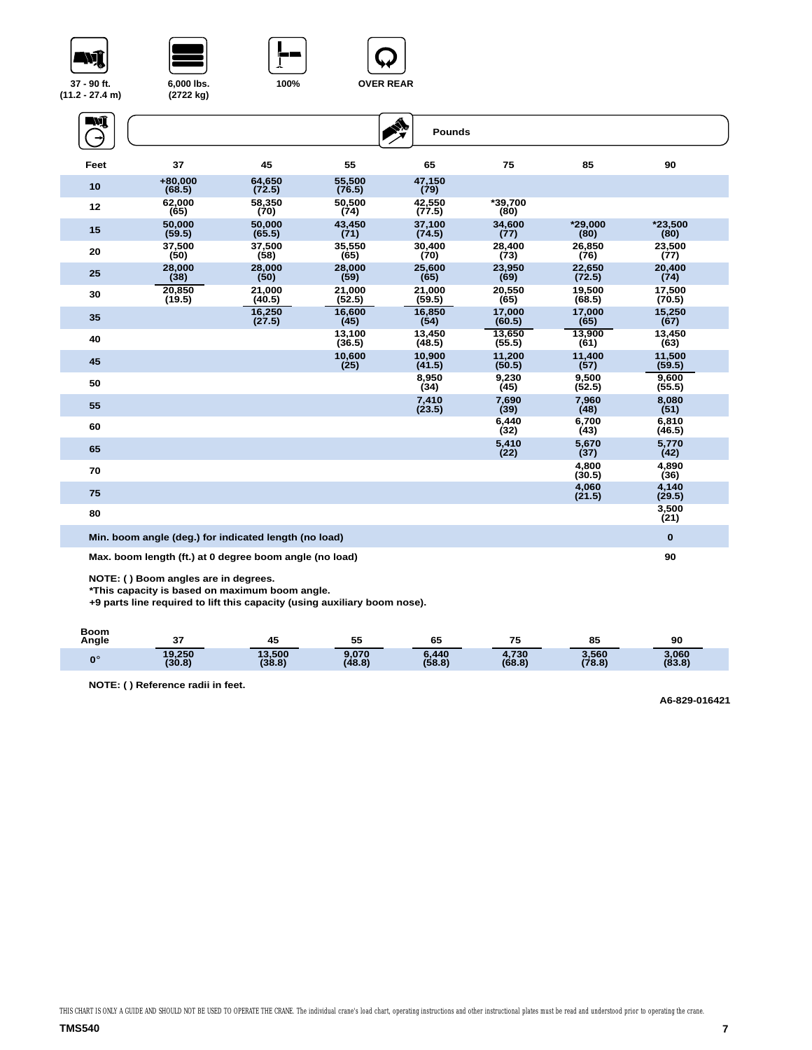37 - 90 ft. (11.2 - 27.4 m) | 6,000 lbs. (2722 kg) | 100% | OVER REAR

**Pounds**

| Feet | 37 | 45 | 55 | 65 | 75 | 85 | 90 |
|---|---|---|---|---|---|---|---|
| 10 | +80,000 (68.5) | 64,650 (72.5) | 55,500 (76.5) | 47,150 (79) | | | |
| 12 | 62,000 (65) | 58,350 (70) | 50,500 (74) | 42,550 (77.5) | *39,700 (80) | | |
| 15 | 50,000 (59.5) | 50,000 (65.5) | 43,450 (71) | 37,100 (74.5) | 34,600 (77) | *29,000 (80) | *23,500 (80) |
| 20 | 37,500 (50) | 37,500 (58) | 35,550 (65) | 30,400 (70) | 28,400 (73) | 26,850 (76) | 23,500 (77) |
| 25 | 28,000 (38) | 28,000 (50) | 28,000 (59) | 25,600 (65) | 23,950 (69) | 22,650 (72.5) | 20,400 (74) |
| 30 | 20,850 (19.5) | 21,000 (40.5) | 21,000 (52.5) | 21,000 (59.5) | 20,550 (65) | 19,500 (68.5) | 17,500 (70.5) |
| 35 | | 16,250 (27.5) | 16,600 (45) | 16,850 (54) | 17,000 (60.5) | 17,000 (65) | 15,250 (67) |
| 40 | | | 13,100 (36.5) | 13,450 (48.5) | 13,650 (55.5) | 13,900 (61) | 13,450 (63) |
| 45 | | | 10,600 (25) | 10,900 (41.5) | 11,200 (50.5) | 11,400 (57) | 11,500 (59.5) |
| 50 | | | | 8,950 (34) | 9,230 (45) | 9,500 (52.5) | 9,600 (55.5) |
| 55 | | | | 7,410 (23.5) | 7,690 (39) | 7,960 (48) | 8,080 (51) |
| 60 | | | | | 6,440 (32) | 6,700 (43) | 6,810 (46.5) |
| 65 | | | | | 5,410 (22) | 5,670 (37) | 5,770 (42) |
| 70 | | | | | | 4,800 (30.5) | 4,890 (36) |
| 75 | | | | | | 4,060 (21.5) | 4,140 (29.5) |
| 80 | | | | | | | 3,500 (21) |
| Min. boom angle (deg.) for indicated length (no load) | | | | | | | 0 |
| Max. boom length (ft.) at 0 degree boom angle (no load) | | | | | | | 90 |

NOTE: ( ) Boom angles are in degrees.
*This capacity is based on maximum boom angle.
+9 parts line required to lift this capacity (using auxiliary boom nose).

| Boom Angle | 37 | 45 | 55 | 65 | 75 | 85 | 90 |
|---|---|---|---|---|---|---|---|
| 0° | 19,250 (30.8) | 13,500 (38.8) | 9,070 (48.8) | 6,440 (58.8) | 4,730 (68.8) | 3,560 (78.8) | 3,060 (83.8) |

NOTE: ( ) Reference radii in feet.

A6-829-016421

THIS CHART IS ONLY A GUIDE AND SHOULD NOT BE USED TO OPERATE THE CRANE. The individual crane's load chart, operating instructions and other instructional plates must be read and understood prior to operating the crane.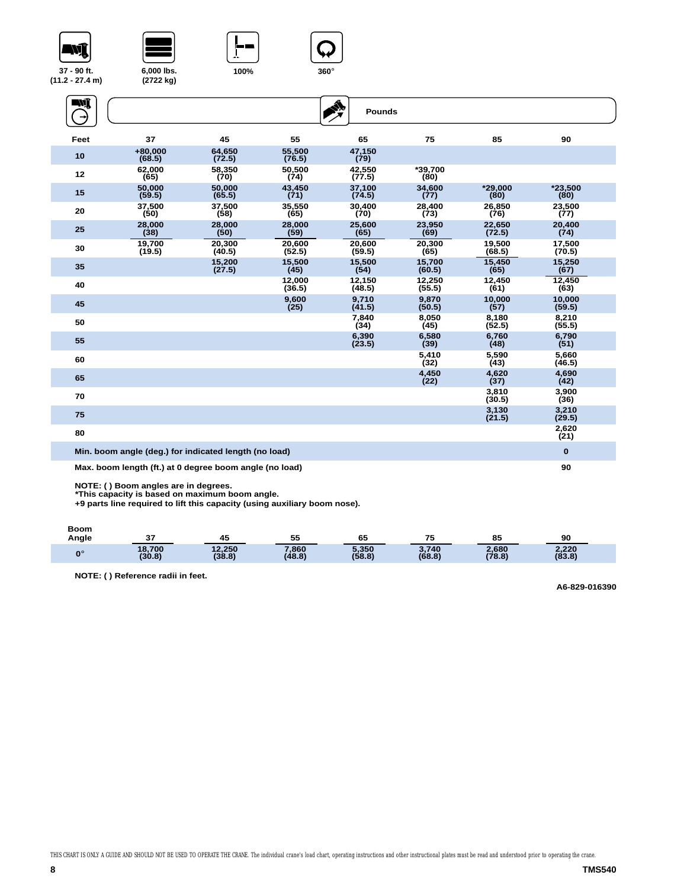37 - 90 ft. (11.2 - 27.4 m) | 6,000 lbs. (2722 kg) | 100% | 360°

**Pounds**

| Feet | 37 | 45 | 55 | 65 | 75 | 85 | 90 |
|---|---|---|---|---|---|---|---|
| 10 | +80,000 (68.5) | 64,650 (72.5) | 55,500 (76.5) | 47,150 (79) | | | |
| 12 | 62,000 (65) | 58,350 (70) | 50,500 (74) | 42,550 (77.5) | *39,700 (80) | | |
| 15 | 50,000 (59.5) | 50,000 (65.5) | 43,450 (71) | 37,100 (74.5) | 34,600 (77) | *29,000 (80) | *23,500 (80) |
| 20 | 37,500 (50) | 37,500 (58) | 35,550 (65) | 30,400 (70) | 28,400 (73) | 26,850 (76) | 23,500 (77) |
| 25 | 28,000 (38) | 28,000 (50) | 28,000 (59) | 25,600 (65) | 23,950 (69) | 22,650 (72.5) | 20,400 (74) |
| 30 | 19,700 (19.5) | 20,300 (40.5) | 20,600 (52.5) | 20,600 (59.5) | 20,300 (65) | 19,500 (68.5) | 17,500 (70.5) |
| 35 | | 15,200 (27.5) | 15,500 (45) | 15,500 (54) | 15,700 (60.5) | 15,450 (65) | 15,250 (67) |
| 40 | | | 12,000 (36.5) | 12,150 (48.5) | 12,250 (55.5) | 12,450 (61) | 12,450 (63) |
| 45 | | | 9,600 (25) | 9,710 (41.5) | 9,870 (50.5) | 10,000 (57) | 10,000 (59.5) |
| 50 | | | | 7,840 (34) | 8,050 (45) | 8,180 (52.5) | 8,210 (55.5) |
| 55 | | | | 6,390 (23.5) | 6,580 (39) | 6,760 (48) | 6,790 (51) |
| 60 | | | | | 5,410 (32) | 5,590 (43) | 5,660 (46.5) |
| 65 | | | | | 4,450 (22) | 4,620 (37) | 4,690 (42) |
| 70 | | | | | | 3,810 (30.5) | 3,900 (36) |
| 75 | | | | | | 3,130 (21.5) | 3,210 (29.5) |
| 80 | | | | | | | 2,620 (21) |
| Min. boom angle (deg.) for indicated length (no load) | | | | | | | 0 |
| Max. boom length (ft.) at 0 degree boom angle (no load) | | | | | | | 90 |

NOTE: ( ) Boom angles are in degrees.
*This capacity is based on maximum boom angle.
+9 parts line required to lift this capacity (using auxiliary boom nose).

| Boom Angle | 37 | 45 | 55 | 65 | 75 | 85 | 90 |
|---|---|---|---|---|---|---|---|
| 0° | 18,700 (30.8) | 12,250 (38.8) | 7,860 (48.8) | 5,350 (58.8) | 3,740 (68.8) | 2,680 (78.8) | 2,220 (83.8) |

NOTE: ( ) Reference radii in feet.

A6-829-016390

THIS CHART IS ONLY A GUIDE AND SHOULD NOT BE USED TO OPERATE THE CRANE. The individual crane's load chart, operating instructions and other instructional plates must be read and understood prior to operating the crane.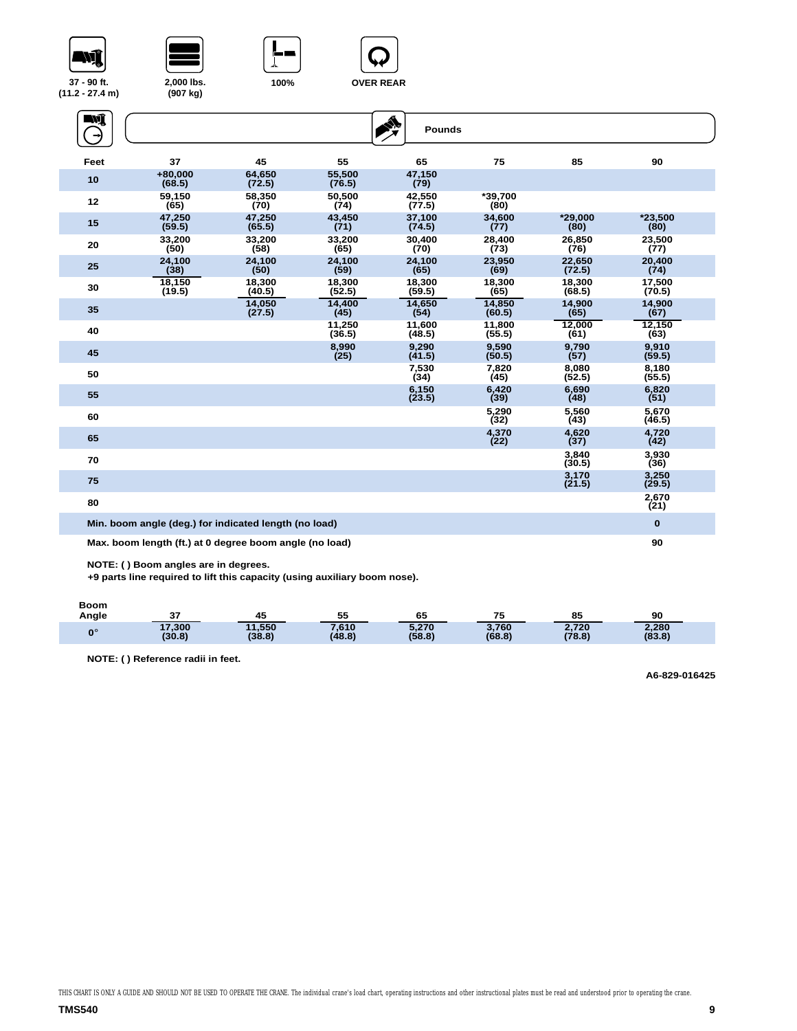37 - 90 ft. (11.2 - 27.4 m) | 2,000 lbs. (907 kg) | 100% | OVER REAR

**Pounds**

| Feet | 37 | 45 | 55 | 65 | 75 | 85 | 90 |
|---|---|---|---|---|---|---|---|
| 10 | +80,000 (68.5) | 64,650 (72.5) | 55,500 (76.5) | 47,150 (79) | | | |
| 12 | 59,150 (65) | 58,350 (70) | 50,500 (74) | 42,550 (77.5) | *39,700 (80) | | |
| 15 | 47,250 (59.5) | 47,250 (65.5) | 43,450 (71) | 37,100 (74.5) | 34,600 (77) | *29,000 (80) | *23,500 (80) |
| 20 | 33,200 (50) | 33,200 (58) | 33,200 (65) | 30,400 (70) | 28,400 (73) | 26,850 (76) | 23,500 (77) |
| 25 | 24,100 (38) | 24,100 (50) | 24,100 (59) | 24,100 (65) | 23,950 (69) | 22,650 (72.5) | 20,400 (74) |
| 30 | 18,150 (19.5) | 18,300 (40.5) | 18,300 (52.5) | 18,300 (59.5) | 18,300 (65) | 18,300 (68.5) | 17,500 (70.5) |
| 35 | | 14,050 (27.5) | 14,400 (45) | 14,650 (54) | 14,850 (60.5) | 14,900 (65) | 14,900 (67) |
| 40 | | | 11,250 (36.5) | 11,600 (48.5) | 11,800 (55.5) | 12,000 (61) | 12,150 (63) |
| 45 | | | 8,990 (25) | 9,290 (41.5) | 9,590 (50.5) | 9,790 (57) | 9,910 (59.5) |
| 50 | | | | 7,530 (34) | 7,820 (45) | 8,080 (52.5) | 8,180 (55.5) |
| 55 | | | | 6,150 (23.5) | 6,420 (39) | 6,690 (48) | 6,820 (51) |
| 60 | | | | | 5,290 (32) | 5,560 (43) | 5,670 (46.5) |
| 65 | | | | | 4,370 (22) | 4,620 (37) | 4,720 (42) |
| 70 | | | | | | 3,840 (30.5) | 3,930 (36) |
| 75 | | | | | | 3,170 (21.5) | 3,250 (29.5) |
| 80 | | | | | | | 2,670 (21) |
| Min. boom angle (deg.) for indicated length (no load) | | | | | | | 0 |
| Max. boom length (ft.) at 0 degree boom angle (no load) | | | | | | | 90 |

**NOTE: ( ) Boom angles are in degrees.**
**+9 parts line required to lift this capacity (using auxiliary boom nose).**

| Boom Angle | 37 | 45 | 55 | 65 | 75 | 85 | 90 |
|---|---|---|---|---|---|---|---|
| 0° | 17,300 (30.8) | 11,550 (38.8) | 7,610 (48.8) | 5,270 (58.8) | 3,760 (68.8) | 2,720 (78.8) | 2,280 (83.8) |

**NOTE: ( ) Reference radii in feet.**

A6-829-016425

THIS CHART IS ONLY A GUIDE AND SHOULD NOT BE USED TO OPERATE THE CRANE. The individual crane's load chart, operating instructions and other instructional plates must be read and understood prior to operating the crane.

**TMS540**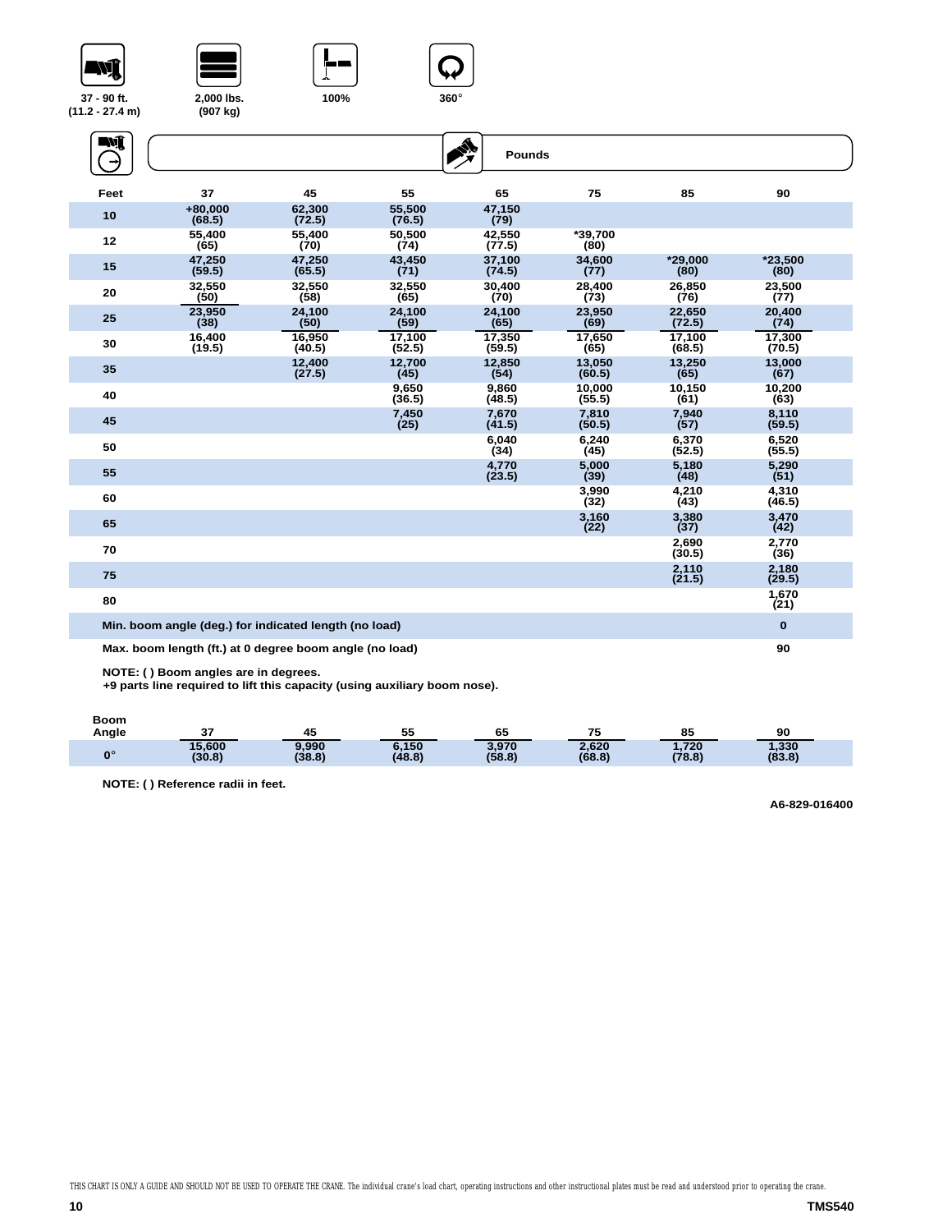37 - 90 ft. (11.2 - 27.4 m) | 2,000 lbs. (907 kg) | 100% | 360°

**Pounds**

| Feet | 37 | 45 | 55 | 65 | 75 | 85 | 90 |
|---|---|---|---|---|---|---|---|
| 10 | +80,000 (68.5) | 62,300 (72.5) | 55,500 (76.5) | 47,150 (79) | | | |
| 12 | 55,400 (65) | 55,400 (70) | 50,500 (74) | 42,550 (77.5) | *39,700 (80) | | |
| 15 | 47,250 (59.5) | 47,250 (65.5) | 43,450 (71) | 37,100 (74.5) | 34,600 (77) | *29,000 (80) | *23,500 (80) |
| 20 | 32,550 (50) | 32,550 (58) | 32,550 (65) | 30,400 (70) | 28,400 (73) | 26,850 (76) | 23,500 (77) |
| 25 | 23,950 (38) | 24,100 (50) | 24,100 (59) | 24,100 (65) | 23,950 (69) | 22,650 (72.5) | 20,400 (74) |
| 30 | 16,400 (19.5) | 16,950 (40.5) | 17,100 (52.5) | 17,350 (59.5) | 17,650 (65) | 17,100 (68.5) | 17,300 (70.5) |
| 35 | | 12,400 (27.5) | 12,700 (45) | 12,850 (54) | 13,050 (60.5) | 13,250 (65) | 13,000 (67) |
| 40 | | | 9,650 (36.5) | 9,860 (48.5) | 10,000 (55.5) | 10,150 (61) | 10,200 (63) |
| 45 | | | 7,450 (25) | 7,670 (41.5) | 7,810 (50.5) | 7,940 (57) | 8,110 (59.5) |
| 50 | | | | 6,040 (34) | 6,240 (45) | 6,370 (52.5) | 6,520 (55.5) |
| 55 | | | | 4,770 (23.5) | 5,000 (39) | 5,180 (48) | 5,290 (51) |
| 60 | | | | | 3,990 (32) | 4,210 (43) | 4,310 (46.5) |
| 65 | | | | | 3,160 (22) | 3,380 (37) | 3,470 (42) |
| 70 | | | | | | 2,690 (30.5) | 2,770 (36) |
| 75 | | | | | | 2,110 (21.5) | 2,180 (29.5) |
| 80 | | | | | | | 1,670 (21) |
| Min. boom angle (deg.) for indicated length (no load) | | | | | | | 0 |
| Max. boom length (ft.) at 0 degree boom angle (no load) | | | | | | | 90 |

NOTE: ( ) Boom angles are in degrees.
+9 parts line required to lift this capacity (using auxiliary boom nose).

| Boom Angle | 37 | 45 | 55 | 65 | 75 | 85 | 90 |
|---|---|---|---|---|---|---|---|
| 0° | 15,600 (30.8) | 9,990 (38.8) | 6,150 (48.8) | 3,970 (58.8) | 2,620 (68.8) | 1,720 (78.8) | 1,330 (83.8) |

NOTE: ( ) Reference radii in feet.

A6-829-016400

THIS CHART IS ONLY A GUIDE AND SHOULD NOT BE USED TO OPERATE THE CRANE. The individual crane's load chart, operating instructions and other instructional plates must be read and understood prior to operating the crane.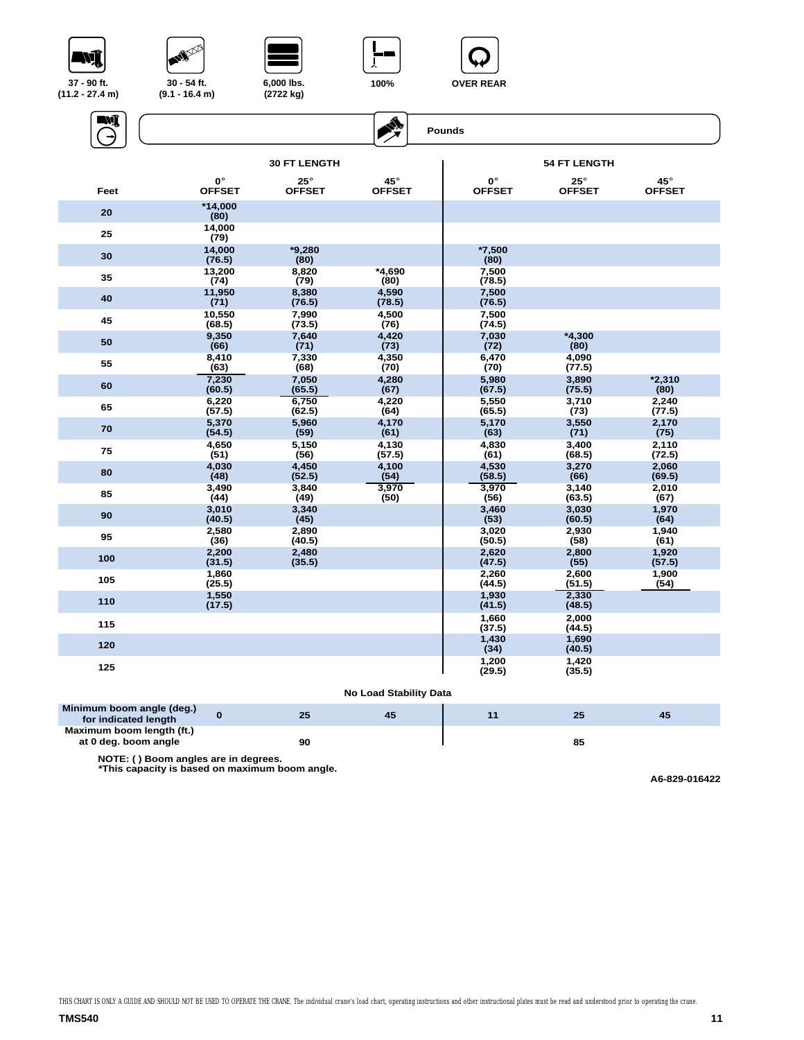37 - 90 ft. (11.2 - 27.4 m) | 30 - 54 ft. (9.1 - 16.4 m) | 6,000 lbs. (2722 kg) | 100% | OVER REAR

Pounds

| Feet | 30 FT LENGTH 0° OFFSET | 30 FT LENGTH 25° OFFSET | 30 FT LENGTH 45° OFFSET | 54 FT LENGTH 0° OFFSET | 54 FT LENGTH 25° OFFSET | 54 FT LENGTH 45° OFFSET |
|---|---|---|---|---|---|---|
| 20 | *14,000 (80) | | | | | |
| 25 | 14,000 (79) | | | | | |
| 30 | 14,000 (76.5) | *9,280 (80) | | *7,500 (80) | | |
| 35 | 13,200 (74) | 8,820 (79) | *4,690 (80) | 7,500 (78.5) | | |
| 40 | 11,950 (71) | 8,380 (76.5) | 4,590 (78.5) | 7,500 (76.5) | | |
| 45 | 10,550 (68.5) | 7,990 (73.5) | 4,500 (76) | 7,500 (74.5) | | |
| 50 | 9,350 (66) | 7,640 (71) | 4,420 (73) | 7,030 (72) | *4,300 (80) | |
| 55 | 8,410 (63) | 7,330 (68) | 4,350 (70) | 6,470 (70) | 4,090 (77.5) | |
| 60 | 7,230 (60.5) | 7,050 (65.5) | 4,280 (67) | 5,980 (67.5) | 3,890 (75.5) | *2,310 (80) |
| 65 | 6,220 (57.5) | 6,750 (62.5) | 4,220 (64) | 5,550 (65.5) | 3,710 (73) | 2,240 (77.5) |
| 70 | 5,370 (54.5) | 5,960 (59) | 4,170 (61) | 5,170 (63) | 3,550 (71) | 2,170 (75) |
| 75 | 4,650 (51) | 5,150 (56) | 4,130 (57.5) | 4,830 (61) | 3,400 (68.5) | 2,110 (72.5) |
| 80 | 4,030 (48) | 4,450 (52.5) | 4,100 (54) | 4,530 (58.5) | 3,270 (66) | 2,060 (69.5) |
| 85 | 3,490 (44) | 3,840 (49) | 3,970 (50) | 3,970 (56) | 3,140 (63.5) | 2,010 (67) |
| 90 | 3,010 (40.5) | 3,340 (45) | | 3,460 (53) | 3,030 (60.5) | 1,970 (64) |
| 95 | 2,580 (36) | 2,890 (40.5) | | 3,020 (50.5) | 2,930 (58) | 1,940 (61) |
| 100 | 2,200 (31.5) | 2,480 (35.5) | | 2,620 (47.5) | 2,800 (55) | 1,920 (57.5) |
| 105 | 1,860 (25.5) | | | 2,260 (44.5) | 2,600 (51.5) | 1,900 (54) |
| 110 | 1,550 (17.5) | | | 1,930 (41.5) | 2,330 (48.5) | |
| 115 | | | | 1,660 (37.5) | 2,000 (44.5) | |
| 120 | | | | 1,430 (34) | 1,690 (40.5) | |
| 125 | | | | 1,200 (29.5) | 1,420 (35.5) | |

No Load Stability Data

| | | | | | | |
|---|---|---|---|---|---|---|
| Minimum boom angle (deg.) for indicated length | 0 | 25 | 45 | 11 | 25 | 45 |
| Maximum boom length (ft.) at 0 deg. boom angle | | 90 | | | 85 | |

NOTE: ( ) Boom angles are in degrees.
*This capacity is based on maximum boom angle.

A6-829-016422

THIS CHART IS ONLY A GUIDE AND SHOULD NOT BE USED TO OPERATE THE CRANE. The individual crane's load chart, operating instructions and other instructional plates must be read and understood prior to operating the crane.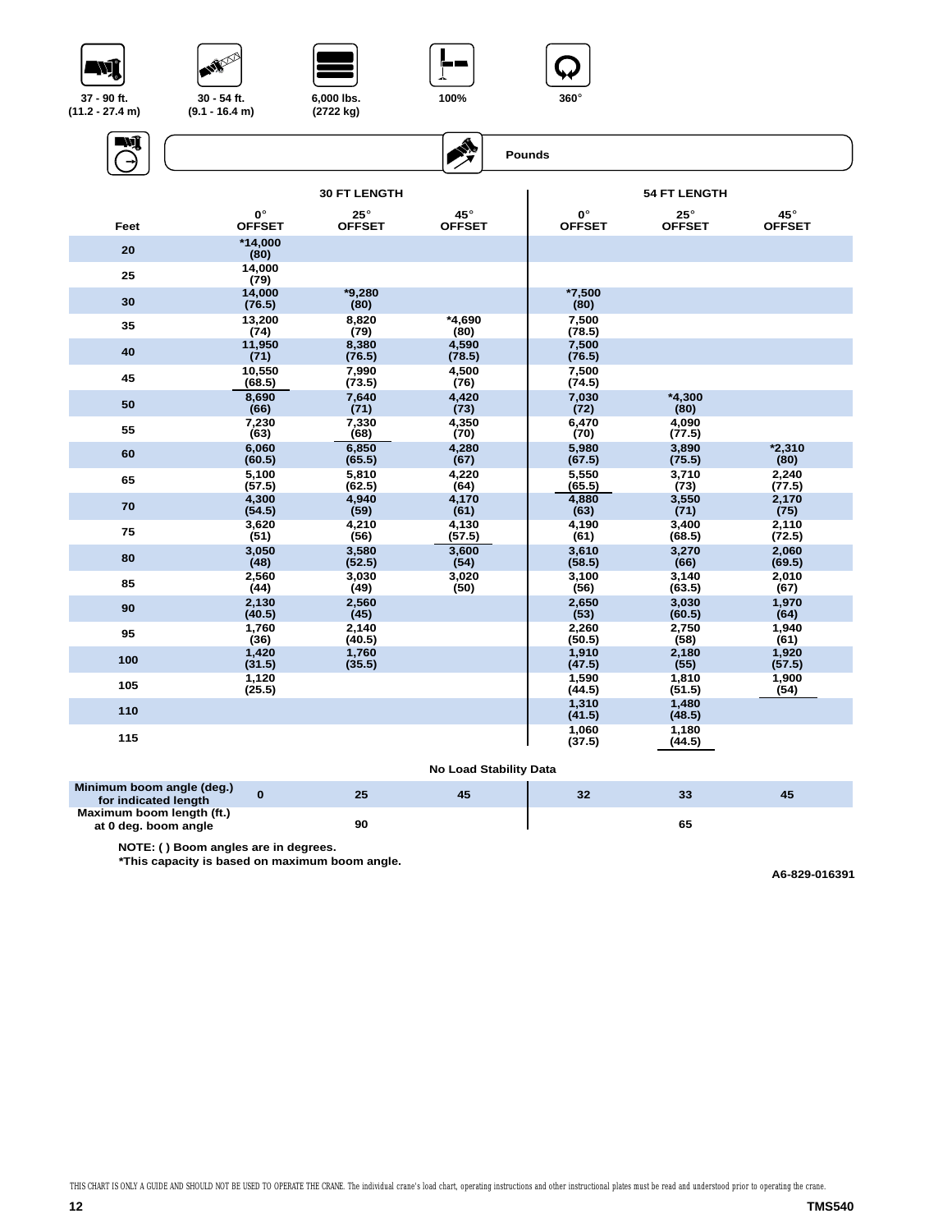37 - 90 ft. (11.2 - 27.4 m) | 30 - 54 ft. (9.1 - 16.4 m) | 6,000 lbs. (2722 kg) | 100% | 360°

Pounds

| Feet | 30 FT LENGTH 0° OFFSET | 30 FT LENGTH 25° OFFSET | 30 FT LENGTH 45° OFFSET | 54 FT LENGTH 0° OFFSET | 54 FT LENGTH 25° OFFSET | 54 FT LENGTH 45° OFFSET |
|---|---|---|---|---|---|---|
| 20 | *14,000 (80) | | | | | |
| 25 | 14,000 (79) | | | | | |
| 30 | 14,000 (76.5) | *9,280 (80) | | *7,500 (80) | | |
| 35 | 13,200 (74) | 8,820 (79) | *4,690 (80) | 7,500 (78.5) | | |
| 40 | 11,950 (71) | 8,380 (76.5) | 4,590 (78.5) | 7,500 (76.5) | | |
| 45 | 10,550 (68.5) | 7,990 (73.5) | 4,500 (76) | 7,500 (74.5) | | |
| 50 | 8,690 (66) | 7,640 (71) | 4,420 (73) | 7,030 (72) | *4,300 (80) | |
| 55 | 7,230 (63) | 7,330 (68) | 4,350 (70) | 6,470 (70) | 4,090 (77.5) | |
| 60 | 6,060 (60.5) | 6,850 (65.5) | 4,280 (67) | 5,980 (67.5) | 3,890 (75.5) | *2,310 (80) |
| 65 | 5,100 (57.5) | 5,810 (62.5) | 4,220 (64) | 5,550 (65.5) | 3,710 (73) | 2,240 (77.5) |
| 70 | 4,300 (54.5) | 4,940 (59) | 4,170 (61) | 4,880 (63) | 3,550 (71) | 2,170 (75) |
| 75 | 3,620 (51) | 4,210 (56) | 4,130 (57.5) | 4,190 (61) | 3,400 (68.5) | 2,110 (72.5) |
| 80 | 3,050 (48) | 3,580 (52.5) | 3,600 (54) | 3,610 (58.5) | 3,270 (66) | 2,060 (69.5) |
| 85 | 2,560 (44) | 3,030 (49) | 3,020 (50) | 3,100 (56) | 3,140 (63.5) | 2,010 (67) |
| 90 | 2,130 (40.5) | 2,560 (45) | | 2,650 (53) | 3,030 (60.5) | 1,970 (64) |
| 95 | 1,760 (36) | 2,140 (40.5) | | 2,260 (50.5) | 2,750 (58) | 1,940 (61) |
| 100 | 1,420 (31.5) | 1,760 (35.5) | | 1,910 (47.5) | 2,180 (55) | 1,920 (57.5) |
| 105 | 1,120 (25.5) | | | 1,590 (44.5) | 1,810 (51.5) | 1,900 (54) |
| 110 | | | | 1,310 (41.5) | 1,480 (48.5) | |
| 115 | | | | 1,060 (37.5) | 1,180 (44.5) | |

**No Load Stability Data**

| | 30 FT 0° | 30 FT 25° | 30 FT 45° | 54 FT 0° | 54 FT 25° | 54 FT 45° |
|---|---|---|---|---|---|---|
| Minimum boom angle (deg.) for indicated length | 0 | 25 | 45 | 32 | 33 | 45 |
| Maximum boom length (ft.) at 0 deg. boom angle | | 90 | | | 65 | |

**NOTE: ( ) Boom angles are in degrees.**
***This capacity is based on maximum boom angle.**

A6-829-016391

THIS CHART IS ONLY A GUIDE AND SHOULD NOT BE USED TO OPERATE THE CRANE. The individual crane's load chart, operating instructions and other instructional plates must be read and understood prior to operating the crane.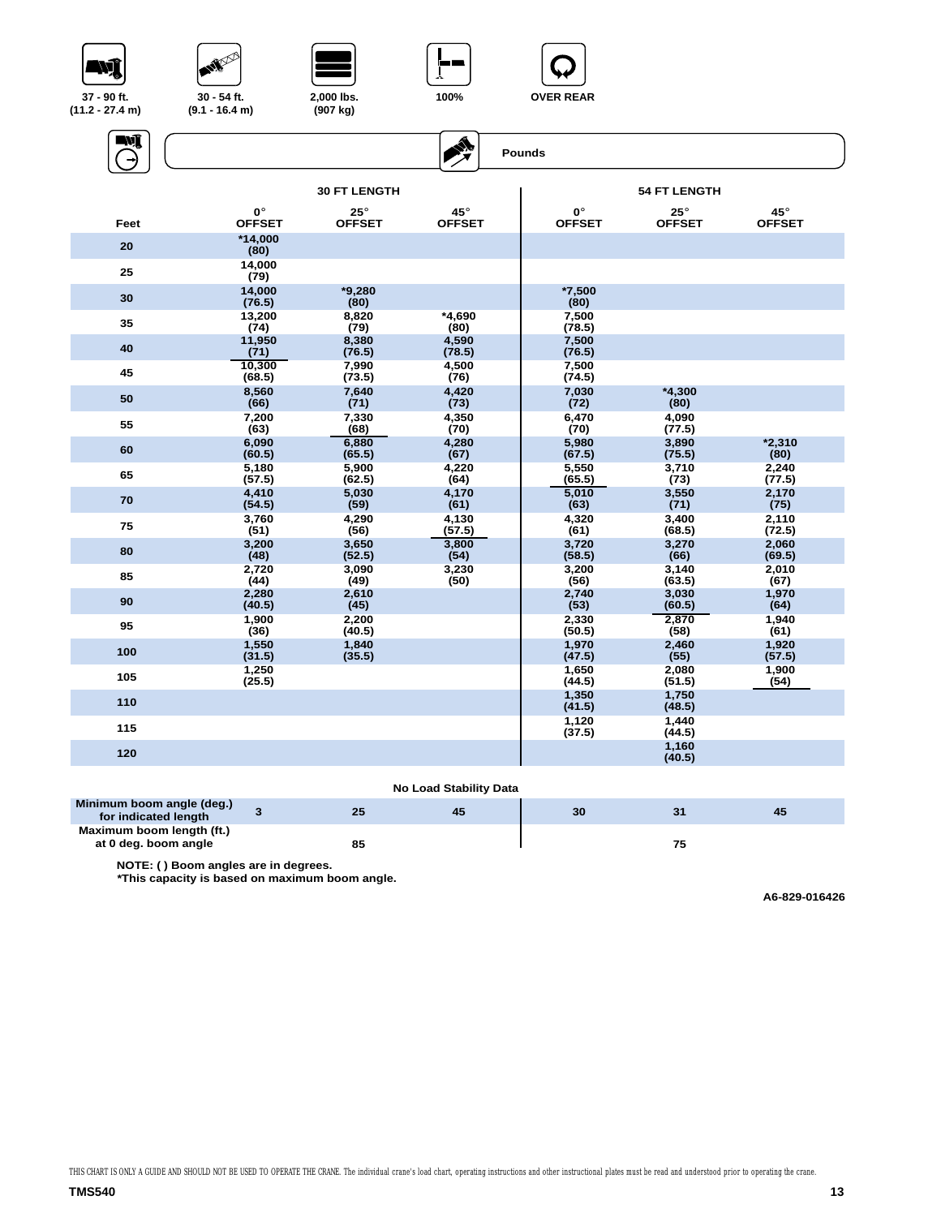37 - 90 ft. (11.2 - 27.4 m) | 30 - 54 ft. (9.1 - 16.4 m) | 2,000 lbs. (907 kg) | 100% | OVER REAR

Pounds

| Feet | 30 FT LENGTH 0° OFFSET | 30 FT LENGTH 25° OFFSET | 30 FT LENGTH 45° OFFSET | 54 FT LENGTH 0° OFFSET | 54 FT LENGTH 25° OFFSET | 54 FT LENGTH 45° OFFSET |
|---|---|---|---|---|---|---|
| 20 | *14,000 (80) | | | | | |
| 25 | 14,000 (79) | | | | | |
| 30 | 14,000 (76.5) | *9,280 (80) | | *7,500 (80) | | |
| 35 | 13,200 (74) | 8,820 (79) | *4,690 (80) | 7,500 (78.5) | | |
| 40 | 11,950 (71) | 8,380 (76.5) | 4,590 (78.5) | 7,500 (76.5) | | |
| 45 | 10,300 (68.5) | 7,990 (73.5) | 4,500 (76) | 7,500 (74.5) | | |
| 50 | 8,560 (66) | 7,640 (71) | 4,420 (73) | 7,030 (72) | *4,300 (80) | |
| 55 | 7,200 (63) | 7,330 (68) | 4,350 (70) | 6,470 (70) | 4,090 (77.5) | |
| 60 | 6,090 (60.5) | 6,880 (65.5) | 4,280 (67) | 5,980 (67.5) | 3,890 (75.5) | *2,310 (80) |
| 65 | 5,180 (57.5) | 5,900 (62.5) | 4,220 (64) | 5,550 (65.5) | 3,710 (73) | 2,240 (77.5) |
| 70 | 4,410 (54.5) | 5,030 (59) | 4,170 (61) | 5,010 (63) | 3,550 (71) | 2,170 (75) |
| 75 | 3,760 (51) | 4,290 (56) | 4,130 (57.5) | 4,320 (61) | 3,400 (68.5) | 2,110 (72.5) |
| 80 | 3,200 (48) | 3,650 (52.5) | 3,800 (54) | 3,720 (58.5) | 3,270 (66) | 2,060 (69.5) |
| 85 | 2,720 (44) | 3,090 (49) | 3,230 (50) | 3,200 (56) | 3,140 (63.5) | 2,010 (67) |
| 90 | 2,280 (40.5) | 2,610 (45) | | 2,740 (53) | 3,030 (60.5) | 1,970 (64) |
| 95 | 1,900 (36) | 2,200 (40.5) | | 2,330 (50.5) | 2,870 (58) | 1,940 (61) |
| 100 | 1,550 (31.5) | 1,840 (35.5) | | 1,970 (47.5) | 2,460 (55) | 1,920 (57.5) |
| 105 | 1,250 (25.5) | | | 1,650 (44.5) | 2,080 (51.5) | 1,900 (54) |
| 110 | | | | 1,350 (41.5) | 1,750 (48.5) | |
| 115 | | | | 1,120 (37.5) | 1,440 (44.5) | |
| 120 | | | | | 1,160 (40.5) | |

**No Load Stability Data**

| | 30 FT 0° | 30 FT 25° | 30 FT 45° | 54 FT 0° | 54 FT 25° | 54 FT 45° |
|---|---|---|---|---|---|---|
| Minimum boom angle (deg.) for indicated length | 3 | 25 | 45 | 30 | 31 | 45 |
| Maximum boom length (ft.) at 0 deg. boom angle | | 85 | | | 75 | |

NOTE: ( ) Boom angles are in degrees.
*This capacity is based on maximum boom angle.

A6-829-016426

THIS CHART IS ONLY A GUIDE AND SHOULD NOT BE USED TO OPERATE THE CRANE. The individual crane's load chart, operating instructions and other instructional plates must be read and understood prior to operating the crane.

TMS540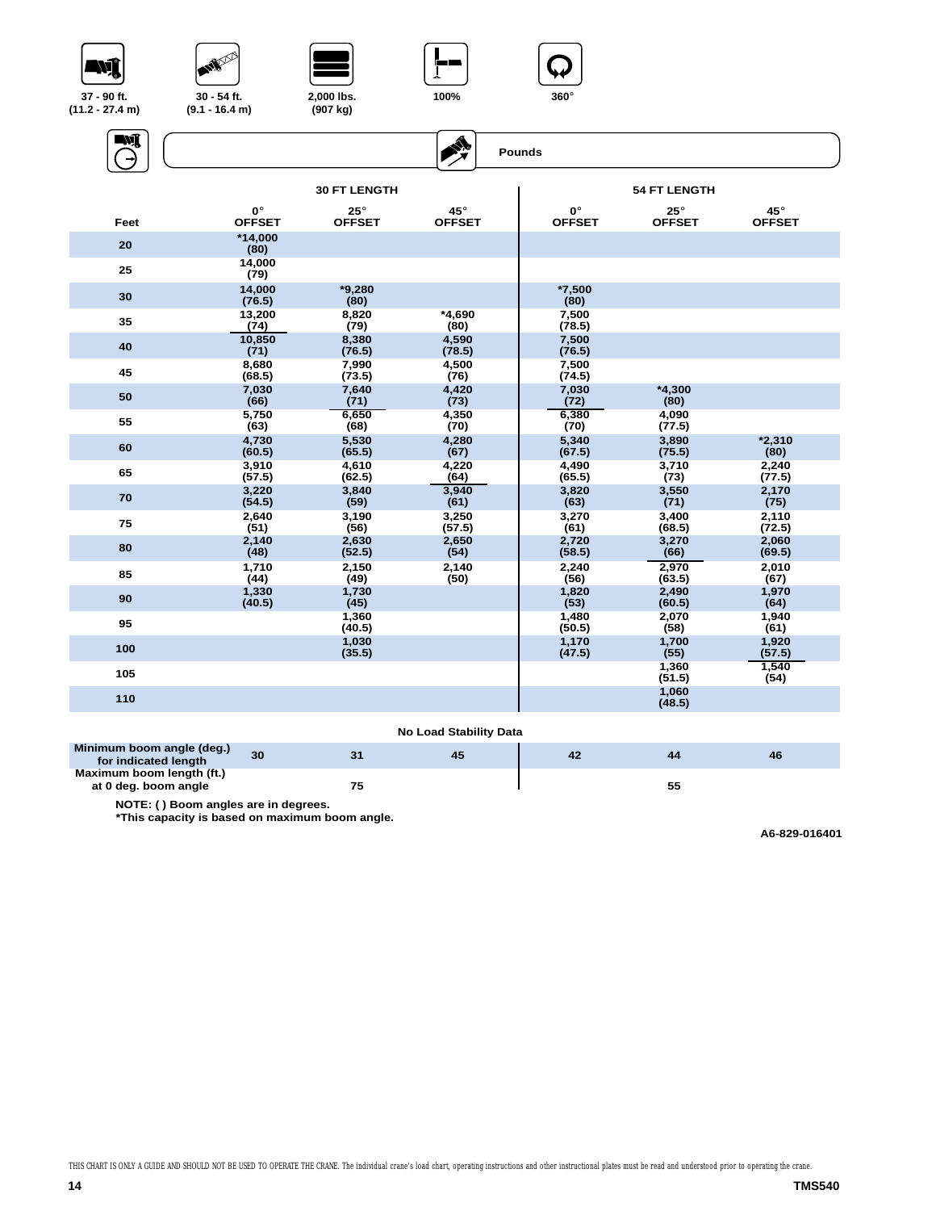37 - 90 ft. (11.2 - 27.4 m) | 30 - 54 ft. (9.1 - 16.4 m) | 2,000 lbs. (907 kg) | 100% | 360°

**Pounds**

| Feet | 30 FT LENGTH 0° OFFSET | 30 FT LENGTH 25° OFFSET | 30 FT LENGTH 45° OFFSET | 54 FT LENGTH 0° OFFSET | 54 FT LENGTH 25° OFFSET | 54 FT LENGTH 45° OFFSET |
|---|---|---|---|---|---|---|
| 20 | *14,000 (80) | | | | | |
| 25 | 14,000 (79) | | | | | |
| 30 | 14,000 (76.5) | *9,280 (80) | | *7,500 (80) | | |
| 35 | 13,200 (74) | 8,820 (79) | *4,690 (80) | 7,500 (78.5) | | |
| 40 | 10,850 (71) | 8,380 (76.5) | 4,590 (78.5) | 7,500 (76.5) | | |
| 45 | 8,680 (68.5) | 7,990 (73.5) | 4,500 (76) | 7,500 (74.5) | | |
| 50 | 7,030 (66) | 7,640 (71) | 4,420 (73) | 7,030 (72) | *4,300 (80) | |
| 55 | 5,750 (63) | 6,650 (68) | 4,350 (70) | 6,380 (70) | 4,090 (77.5) | |
| 60 | 4,730 (60.5) | 5,530 (65.5) | 4,280 (67) | 5,340 (67.5) | 3,890 (75.5) | *2,310 (80) |
| 65 | 3,910 (57.5) | 4,610 (62.5) | 4,220 (64) | 4,490 (65.5) | 3,710 (73) | 2,240 (77.5) |
| 70 | 3,220 (54.5) | 3,840 (59) | 3,940 (61) | 3,820 (63) | 3,550 (71) | 2,170 (75) |
| 75 | 2,640 (51) | 3,190 (56) | 3,250 (57.5) | 3,270 (61) | 3,400 (68.5) | 2,110 (72.5) |
| 80 | 2,140 (48) | 2,630 (52.5) | 2,650 (54) | 2,720 (58.5) | 3,270 (66) | 2,060 (69.5) |
| 85 | 1,710 (44) | 2,150 (49) | 2,140 (50) | 2,240 (56) | 2,970 (63.5) | 2,010 (67) |
| 90 | 1,330 (40.5) | 1,730 (45) | | 1,820 (53) | 2,490 (60.5) | 1,970 (64) |
| 95 | | 1,360 (40.5) | | 1,480 (50.5) | 2,070 (58) | 1,940 (61) |
| 100 | | 1,030 (35.5) | | 1,170 (47.5) | 1,700 (55) | 1,920 (57.5) |
| 105 | | | | | 1,360 (51.5) | 1,540 (54) |
| 110 | | | | | 1,060 (48.5) | |

**No Load Stability Data**

| | 30 FT 0° | 30 FT 25° | 30 FT 45° | 54 FT 0° | 54 FT 25° | 54 FT 45° |
|---|---|---|---|---|---|---|
| Minimum boom angle (deg.) for indicated length | 30 | 31 | 45 | 42 | 44 | 46 |
| Maximum boom length (ft.) at 0 deg. boom angle | | 75 | | | 55 | |

NOTE: ( ) Boom angles are in degrees.
*This capacity is based on maximum boom angle.

A6-829-016401

THIS CHART IS ONLY A GUIDE AND SHOULD NOT BE USED TO OPERATE THE CRANE. The individual crane's load chart, operating instructions and other instructional plates must be read and understood prior to operating the crane.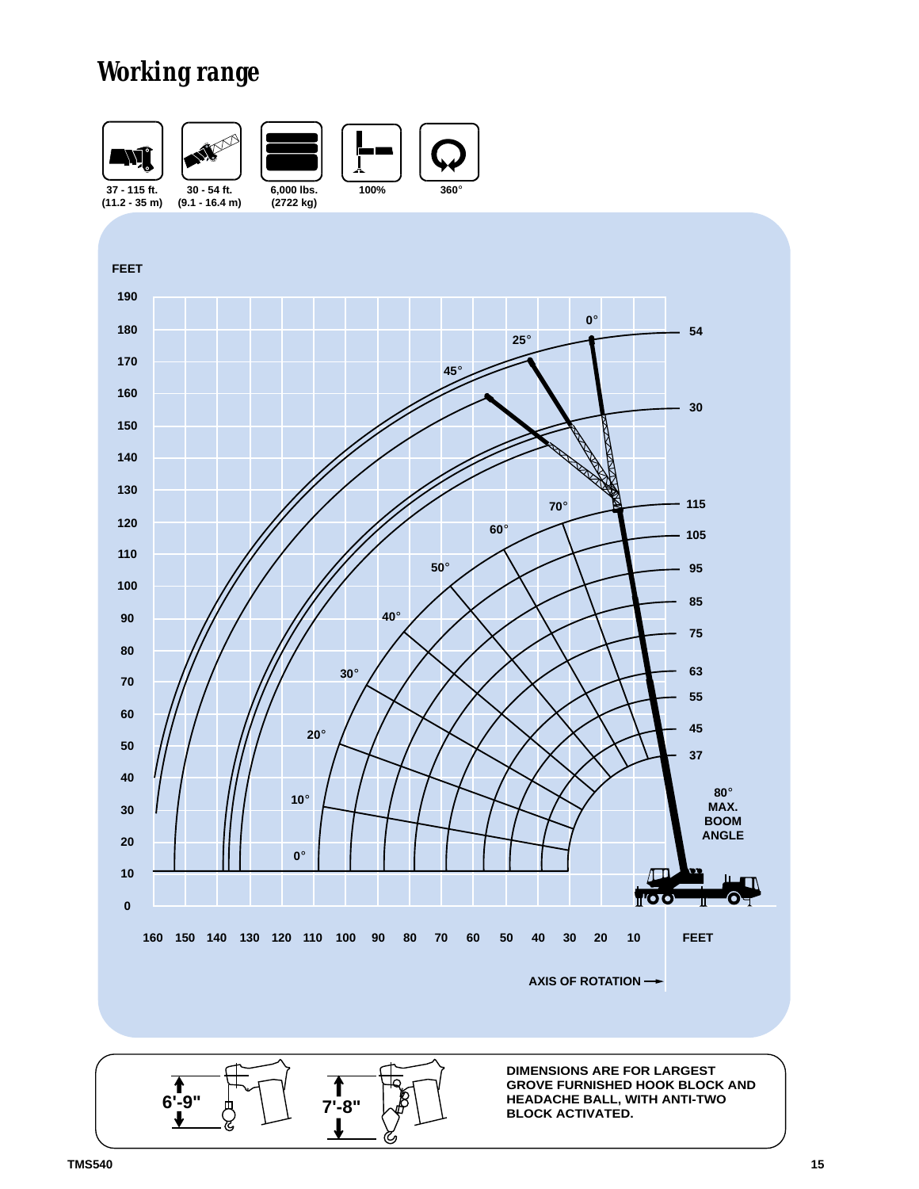# Working range

| 37 - 115 ft. (11.2 - 35 m) | 30 - 54 ft. (9.1 - 16.4 m) | 6,000 lbs. (2722 kg) | 100% | 360° |
|---|---|---|---|---|

FEET

190
180
170
160
150
140
130
120
110
100
90
80
70
60
50
40
30
20
10
0

160 150 140 130 120 110 100 90 80 70 60 50 40 30 20 10 FEET

0° 25° 45°

54
30
115
105
95
85
75
63
55
45
37

70° 60° 50° 40° 30° 20° 10° 0°

80° MAX. BOOM ANGLE

AXIS OF ROTATION →

6'-9"

7'-8"

**DIMENSIONS ARE FOR LARGEST GROVE FURNISHED HOOK BLOCK AND HEADACHE BALL, WITH ANTI-TWO BLOCK ACTIVATED.**

TMS540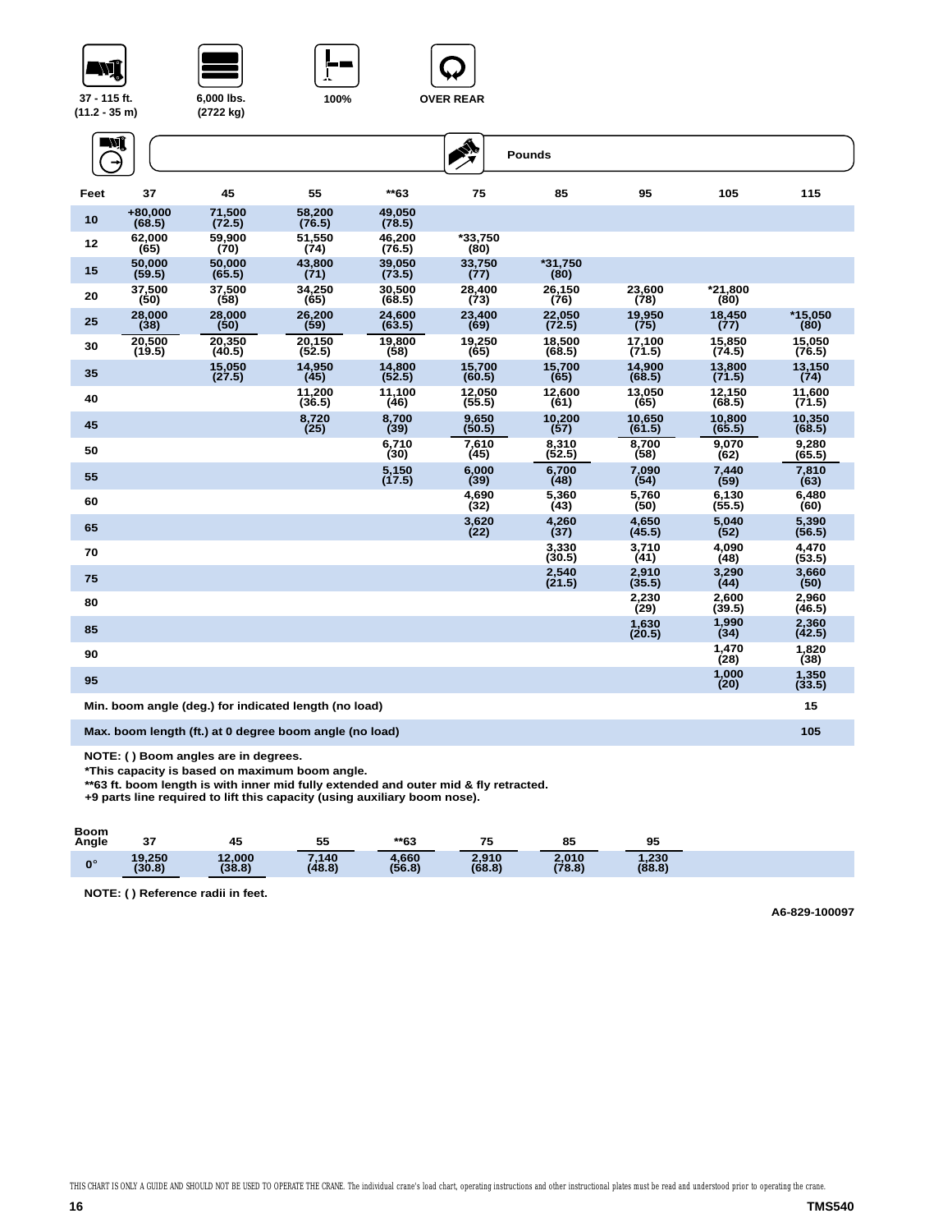37 - 115 ft. (11.2 - 35 m) | 6,000 lbs. (2722 kg) | 100% | OVER REAR

**Pounds**

| Feet | 37 | 45 | 55 | **63 | 75 | 85 | 95 | 105 | 115 |
|---|---|---|---|---|---|---|---|---|---|
| 10 | +80,000 (68.5) | 71,500 (72.5) | 58,200 (76.5) | 49,050 (78.5) | | | | | |
| 12 | 62,000 (65) | 59,900 (70) | 51,550 (74) | 46,200 (76.5) | *33,750 (80) | | | | |
| 15 | 50,000 (59.5) | 50,000 (65.5) | 43,800 (71) | 39,050 (73.5) | 33,750 (77) | *31,750 (80) | | | |
| 20 | 37,500 (50) | 37,500 (58) | 34,250 (65) | 30,500 (68.5) | 28,400 (73) | 26,150 (76) | 23,600 (78) | *21,800 (80) | |
| 25 | 28,000 (38) | 28,000 (50) | 26,200 (59) | 24,600 (63.5) | 23,400 (69) | 22,050 (72.5) | 19,950 (75) | 18,450 (77) | *15,050 (80) |
| 30 | 20,500 (19.5) | 20,350 (40.5) | 20,150 (52.5) | 19,800 (58) | 19,250 (65) | 18,500 (68.5) | 17,100 (71.5) | 15,850 (74.5) | 15,050 (76.5) |
| 35 | | 15,050 (27.5) | 14,950 (45) | 14,800 (52.5) | 15,700 (60.5) | 15,700 (65) | 14,900 (68.5) | 13,800 (71.5) | 13,150 (74) |
| 40 | | | 11,200 (36.5) | 11,100 (46) | 12,050 (55.5) | 12,600 (61) | 13,050 (65) | 12,150 (68.5) | 11,600 (71.5) |
| 45 | | | 8,720 (25) | 8,700 (39) | 9,650 (50.5) | 10,200 (57) | 10,650 (61.5) | 10,800 (65.5) | 10,350 (68.5) |
| 50 | | | | 6,710 (30) | 7,610 (45) | 8,310 (52.5) | 8,700 (58) | 9,070 (62) | 9,280 (65.5) |
| 55 | | | | 5,150 (17.5) | 6,000 (39) | 6,700 (48) | 7,090 (54) | 7,440 (59) | 7,810 (63) |
| 60 | | | | | 4,690 (32) | 5,360 (43) | 5,760 (50) | 6,130 (55.5) | 6,480 (60) |
| 65 | | | | | 3,620 (22) | 4,260 (37) | 4,650 (45.5) | 5,040 (52) | 5,390 (56.5) |
| 70 | | | | | | 3,330 (30.5) | 3,710 (41) | 4,090 (48) | 4,470 (53.5) |
| 75 | | | | | | 2,540 (21.5) | 2,910 (35.5) | 3,290 (44) | 3,660 (50) |
| 80 | | | | | | | 2,230 (29) | 2,600 (39.5) | 2,960 (46.5) |
| 85 | | | | | | | 1,630 (20.5) | 1,990 (34) | 2,360 (42.5) |
| 90 | | | | | | | | 1,470 (28) | 1,820 (38) |
| 95 | | | | | | | | 1,000 (20) | 1,350 (33.5) |
| Min. boom angle (deg.) for indicated length (no load) | | | | | | | | | 15 |
| Max. boom length (ft.) at 0 degree boom angle (no load) | | | | | | | | | 105 |

**NOTE: ( ) Boom angles are in degrees.**

***This capacity is based on maximum boom angle.**

****63 ft. boom length is with inner mid fully extended and outer mid & fly retracted.**

**+9 parts line required to lift this capacity (using auxiliary boom nose).**

| Boom Angle | 37 | 45 | 55 | **63 | 75 | 85 | 95 |
|---|---|---|---|---|---|---|---|
| 0° | 19,250 (30.8) | 12,000 (38.8) | 7,140 (48.8) | 4,660 (56.8) | 2,910 (68.8) | 2,010 (78.8) | 1,230 (88.8) |

**NOTE: ( ) Reference radii in feet.**

A6-829-100097

THIS CHART IS ONLY A GUIDE AND SHOULD NOT BE USED TO OPERATE THE CRANE. The individual crane's load chart, operating instructions and other instructional plates must be read and understood prior to operating the crane.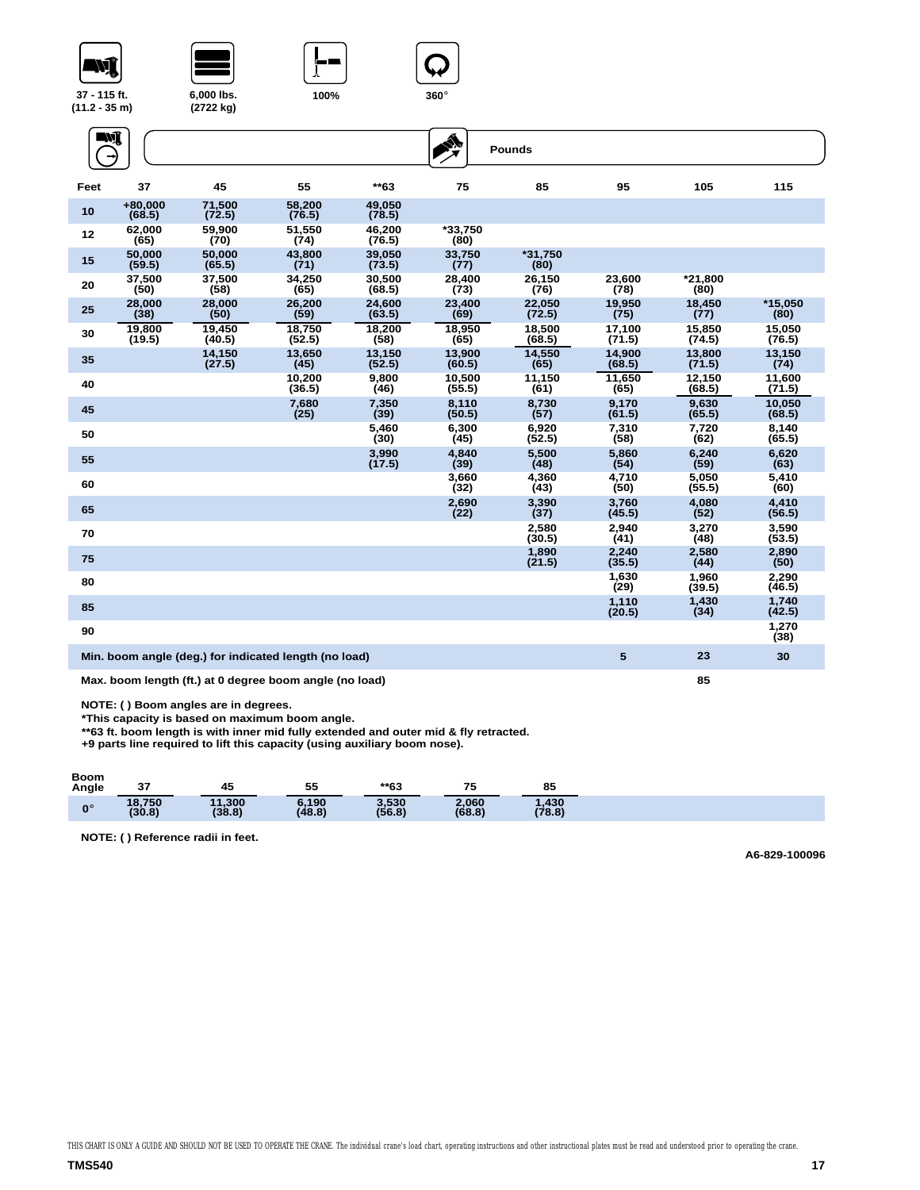37 - 115 ft. (11.2 - 35 m) | 6,000 lbs. (2722 kg) | 100% | 360°

Pounds

| Feet | 37 | 45 | 55 | **63 | 75 | 85 | 95 | 105 | 115 |
|---|---|---|---|---|---|---|---|---|---|
| 10 | +80,000 (68.5) | 71,500 (72.5) | 58,200 (76.5) | 49,050 (78.5) | | | | | |
| 12 | 62,000 (65) | 59,900 (70) | 51,550 (74) | 46,200 (76.5) | *33,750 (80) | | | | |
| 15 | 50,000 (59.5) | 50,000 (65.5) | 43,800 (71) | 39,050 (73.5) | 33,750 (77) | *31,750 (80) | | | |
| 20 | 37,500 (50) | 37,500 (58) | 34,250 (65) | 30,500 (68.5) | 28,400 (73) | 26,150 (76) | 23,600 (78) | *21,800 (80) | |
| 25 | 28,000 (38) | 28,000 (50) | 26,200 (59) | 24,600 (63.5) | 23,400 (69) | 22,050 (72.5) | 19,950 (75) | 18,450 (77) | *15,050 (80) |
| 30 | 19,800 (19.5) | 19,450 (40.5) | 18,750 (52.5) | 18,200 (58) | 18,950 (65) | 18,500 (68.5) | 17,100 (71.5) | 15,850 (74.5) | 15,050 (76.5) |
| 35 | | 14,150 (27.5) | 13,650 (45) | 13,150 (52.5) | 13,900 (60.5) | 14,550 (65) | 14,900 (68.5) | 13,800 (71.5) | 13,150 (74) |
| 40 | | | 10,200 (36.5) | 9,800 (46) | 10,500 (55.5) | 11,150 (61) | 11,650 (65) | 12,150 (68.5) | 11,600 (71.5) |
| 45 | | | 7,680 (25) | 7,350 (39) | 8,110 (50.5) | 8,730 (57) | 9,170 (61.5) | 9,630 (65.5) | 10,050 (68.5) |
| 50 | | | | 5,460 (30) | 6,300 (45) | 6,920 (52.5) | 7,310 (58) | 7,720 (62) | 8,140 (65.5) |
| 55 | | | | 3,990 (17.5) | 4,840 (39) | 5,500 (48) | 5,860 (54) | 6,240 (59) | 6,620 (63) |
| 60 | | | | | 3,660 (32) | 4,360 (43) | 4,710 (50) | 5,050 (55.5) | 5,410 (60) |
| 65 | | | | | 2,690 (22) | 3,390 (37) | 3,760 (45.5) | 4,080 (52) | 4,410 (56.5) |
| 70 | | | | | | 2,580 (30.5) | 2,940 (41) | 3,270 (48) | 3,590 (53.5) |
| 75 | | | | | | 1,890 (21.5) | 2,240 (35.5) | 2,580 (44) | 2,890 (50) |
| 80 | | | | | | | 1,630 (29) | 1,960 (39.5) | 2,290 (46.5) |
| 85 | | | | | | | 1,110 (20.5) | 1,430 (34) | 1,740 (42.5) |
| 90 | | | | | | | | | 1,270 (38) |
| Min. boom angle (deg.) for indicated length (no load) | | | | | | | 5 | 23 | 30 |
| Max. boom length (ft.) at 0 degree boom angle (no load) | | | | | | | | 85 | |

NOTE: ( ) Boom angles are in degrees.
*This capacity is based on maximum boom angle.
**63 ft. boom length is with inner mid fully extended and outer mid & fly retracted.
+9 parts line required to lift this capacity (using auxiliary boom nose).

| Boom Angle | 37 | 45 | 55 | **63 | 75 | 85 |
|---|---|---|---|---|---|---|
| 0° | 18,750 (30.8) | 11,300 (38.8) | 6,190 (48.8) | 3,530 (56.8) | 2,060 (68.8) | 1,430 (78.8) |

NOTE: ( ) Reference radii in feet.

A6-829-100096

THIS CHART IS ONLY A GUIDE AND SHOULD NOT BE USED TO OPERATE THE CRANE. The individual crane's load chart, operating instructions and other instructional plates must be read and understood prior to operating the crane.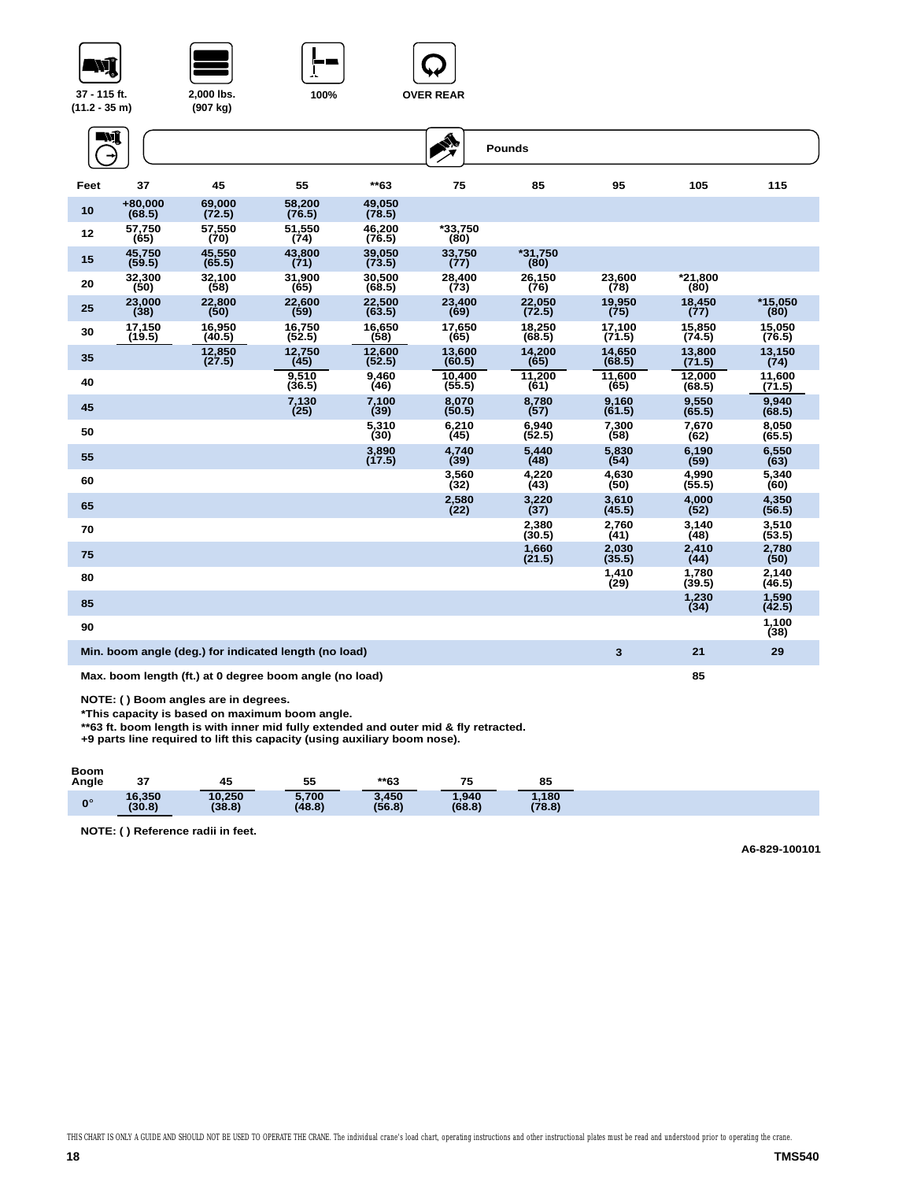37 - 115 ft. (11.2 - 35 m) | 2,000 lbs. (907 kg) | 100% | OVER REAR

Pounds

| Feet | 37 | 45 | 55 | **63 | 75 | 85 | 95 | 105 | 115 |
|---|---|---|---|---|---|---|---|---|---|
| 10 | +80,000 (68.5) | 69,000 (72.5) | 58,200 (76.5) | 49,050 (78.5) | | | | | |
| 12 | 57,750 (65) | 57,550 (70) | 51,550 (74) | 46,200 (76.5) | *33,750 (80) | | | | |
| 15 | 45,750 (59.5) | 45,550 (65.5) | 43,800 (71) | 39,050 (73.5) | 33,750 (77) | *31,750 (80) | | | |
| 20 | 32,300 (50) | 32,100 (58) | 31,900 (65) | 30,500 (68.5) | 28,400 (73) | 26,150 (76) | 23,600 (78) | *21,800 (80) | |
| 25 | 23,000 (38) | 22,800 (50) | 22,600 (59) | 22,500 (63.5) | 23,400 (69) | 22,050 (72.5) | 19,950 (75) | 18,450 (77) | *15,050 (80) |
| 30 | 17,150 (19.5) | 16,950 (40.5) | 16,750 (52.5) | 16,650 (58) | 17,650 (65) | 18,250 (68.5) | 17,100 (71.5) | 15,850 (74.5) | 15,050 (76.5) |
| 35 | | 12,850 (27.5) | 12,750 (45) | 12,600 (52.5) | 13,600 (60.5) | 14,200 (65) | 14,650 (68.5) | 13,800 (71.5) | 13,150 (74) |
| 40 | | | 9,510 (36.5) | 9,460 (46) | 10,400 (55.5) | 11,200 (61) | 11,600 (65) | 12,000 (68.5) | 11,600 (71.5) |
| 45 | | | 7,130 (25) | 7,100 (39) | 8,070 (50.5) | 8,780 (57) | 9,160 (61.5) | 9,550 (65.5) | 9,940 (68.5) |
| 50 | | | | 5,310 (30) | 6,210 (45) | 6,940 (52.5) | 7,300 (58) | 7,670 (62) | 8,050 (65.5) |
| 55 | | | | 3,890 (17.5) | 4,740 (39) | 5,440 (48) | 5,830 (54) | 6,190 (59) | 6,550 (63) |
| 60 | | | | | 3,560 (32) | 4,220 (43) | 4,630 (50) | 4,990 (55.5) | 5,340 (60) |
| 65 | | | | | 2,580 (22) | 3,220 (37) | 3,610 (45.5) | 4,000 (52) | 4,350 (56.5) |
| 70 | | | | | | 2,380 (30.5) | 2,760 (41) | 3,140 (48) | 3,510 (53.5) |
| 75 | | | | | | 1,660 (21.5) | 2,030 (35.5) | 2,410 (44) | 2,780 (50) |
| 80 | | | | | | | 1,410 (29) | 1,780 (39.5) | 2,140 (46.5) |
| 85 | | | | | | | | 1,230 (34) | 1,590 (42.5) |
| 90 | | | | | | | | | 1,100 (38) |
| Min. boom angle (deg.) for indicated length (no load) | | | | | | | 3 | 21 | 29 |
| Max. boom length (ft.) at 0 degree boom angle (no load) | | | | | | | | 85 | |

NOTE: ( ) Boom angles are in degrees.
*This capacity is based on maximum boom angle.
**63 ft. boom length is with inner mid fully extended and outer mid & fly retracted.
+9 parts line required to lift this capacity (using auxiliary boom nose).

| Boom Angle | 37 | 45 | 55 | **63 | 75 | 85 |
|---|---|---|---|---|---|---|
| 0° | 16,350 (30.8) | 10,250 (38.8) | 5,700 (48.8) | 3,450 (56.8) | 1,940 (68.8) | 1,180 (78.8) |

NOTE: ( ) Reference radii in feet.

A6-829-100101

THIS CHART IS ONLY A GUIDE AND SHOULD NOT BE USED TO OPERATE THE CRANE. The individual crane's load chart, operating instructions and other instructional plates must be read and understood prior to operating the crane.

TMS540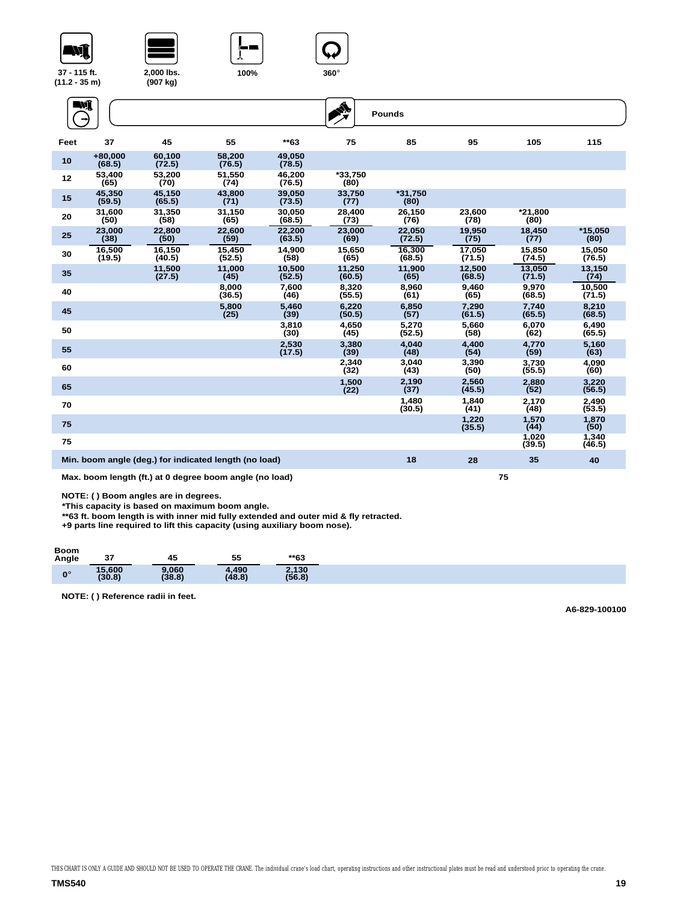37 - 115 ft. (11.2 - 35 m) | 2,000 lbs. (907 kg) | 100% | 360°

Pounds

| Feet | 37 | 45 | 55 | **63 | 75 | 85 | 95 | 105 | 115 |
|---|---|---|---|---|---|---|---|---|---|
| 10 | +80,000 (68.5) | 60,100 (72.5) | 58,200 (76.5) | 49,050 (78.5) | | | | | |
| 12 | 53,400 (65) | 53,200 (70) | 51,550 (74) | 46,200 (76.5) | *33,750 (80) | | | | |
| 15 | 45,350 (59.5) | 45,150 (65.5) | 43,800 (71) | 39,050 (73.5) | 33,750 (77) | *31,750 (80) | | | |
| 20 | 31,600 (50) | 31,350 (58) | 31,150 (65) | 30,050 (68.5) | 28,400 (73) | 26,150 (76) | 23,600 (78) | *21,800 (80) | |
| 25 | 23,000 (38) | 22,800 (50) | 22,600 (59) | 22,200 (63.5) | 23,000 (69) | 22,050 (72.5) | 19,950 (75) | 18,450 (77) | *15,050 (80) |
| 30 | 16,500 (19.5) | 16,150 (40.5) | 15,450 (52.5) | 14,900 (58) | 15,650 (65) | 16,300 (68.5) | 17,050 (71.5) | 15,850 (74.5) | 15,050 (76.5) |
| 35 | | 11,500 (27.5) | 11,000 (45) | 10,500 (52.5) | 11,250 (60.5) | 11,900 (65) | 12,500 (68.5) | 13,050 (71.5) | 13,150 (74) |
| 40 | | | 8,000 (36.5) | 7,600 (46) | 8,320 (55.5) | 8,960 (61) | 9,460 (65) | 9,970 (68.5) | 10,500 (71.5) |
| 45 | | | 5,800 (25) | 5,460 (39) | 6,220 (50.5) | 6,850 (57) | 7,290 (61.5) | 7,740 (65.5) | 8,210 (68.5) |
| 50 | | | | 3,810 (30) | 4,650 (45) | 5,270 (52.5) | 5,660 (58) | 6,070 (62) | 6,490 (65.5) |
| 55 | | | | 2,530 (17.5) | 3,380 (39) | 4,040 (48) | 4,400 (54) | 4,770 (59) | 5,160 (63) |
| 60 | | | | | 2,340 (32) | 3,040 (43) | 3,390 (50) | 3,730 (55.5) | 4,090 (60) |
| 65 | | | | | 1,500 (22) | 2,190 (37) | 2,560 (45.5) | 2,880 (52) | 3,220 (56.5) |
| 70 | | | | | | 1,480 (30.5) | 1,840 (41) | 2,170 (48) | 2,490 (53.5) |
| 75 | | | | | | | 1,220 (35.5) | 1,570 (44) | 1,870 (50) |
| 75 | | | | | | | | 1,020 (39.5) | 1,340 (46.5) |
| Min. boom angle (deg.) for indicated length (no load) | | | | | | 18 | 28 | 35 | 40 |
| Max. boom length (ft.) at 0 degree boom angle (no load) | | | | | | | | 75 | |

NOTE: ( ) Boom angles are in degrees.
*This capacity is based on maximum boom angle.
**63 ft. boom length is with inner mid fully extended and outer mid & fly retracted.
+9 parts line required to lift this capacity (using auxiliary boom nose).

| Boom Angle | 37 | 45 | 55 | **63 |
|---|---|---|---|---|
| 0° | 15,600 (30.8) | 9,060 (38.8) | 4,490 (48.8) | 2,130 (56.8) |

NOTE: ( ) Reference radii in feet.

A6-829-100100

THIS CHART IS ONLY A GUIDE AND SHOULD NOT BE USED TO OPERATE THE CRANE. The individual crane's load chart, operating instructions and other instructional plates must be read and understood prior to operating the crane.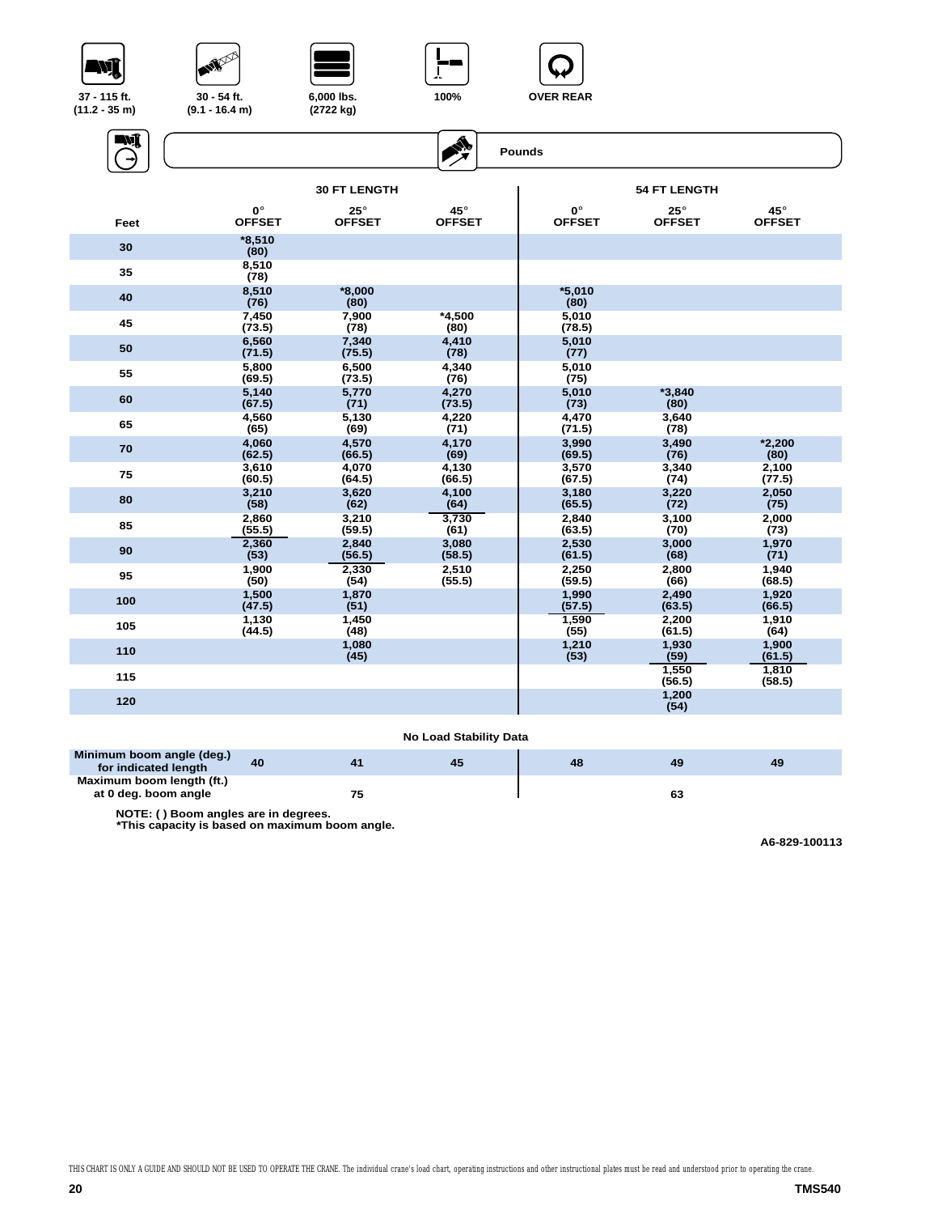37 - 115 ft. (11.2 - 35 m) | 30 - 54 ft. (9.1 - 16.4 m) | 6,000 lbs. (2722 kg) | 100% | OVER REAR

Pounds

| Feet | 30 FT LENGTH 0° OFFSET | 30 FT LENGTH 25° OFFSET | 30 FT LENGTH 45° OFFSET | 54 FT LENGTH 0° OFFSET | 54 FT LENGTH 25° OFFSET | 54 FT LENGTH 45° OFFSET |
|---|---|---|---|---|---|---|
| 30 | *8,510 (80) | | | | | |
| 35 | 8,510 (78) | | | | | |
| 40 | 8,510 (76) | *8,000 (80) | | *5,010 (80) | | |
| 45 | 7,450 (73.5) | 7,900 (78) | *4,500 (80) | 5,010 (78.5) | | |
| 50 | 6,560 (71.5) | 7,340 (75.5) | 4,410 (78) | 5,010 (77) | | |
| 55 | 5,800 (69.5) | 6,500 (73.5) | 4,340 (76) | 5,010 (75) | | |
| 60 | 5,140 (67.5) | 5,770 (71) | 4,270 (73.5) | 5,010 (73) | *3,840 (80) | |
| 65 | 4,560 (65) | 5,130 (69) | 4,220 (71) | 4,470 (71.5) | 3,640 (78) | |
| 70 | 4,060 (62.5) | 4,570 (66.5) | 4,170 (69) | 3,990 (69.5) | 3,490 (76) | *2,200 (80) |
| 75 | 3,610 (60.5) | 4,070 (64.5) | 4,130 (66.5) | 3,570 (67.5) | 3,340 (74) | 2,100 (77.5) |
| 80 | 3,210 (58) | 3,620 (62) | 4,100 (64) | 3,180 (65.5) | 3,220 (72) | 2,050 (75) |
| 85 | 2,860 (55.5) | 3,210 (59.5) | 3,730 (61) | 2,840 (63.5) | 3,100 (70) | 2,000 (73) |
| 90 | 2,360 (53) | 2,840 (56.5) | 3,080 (58.5) | 2,530 (61.5) | 3,000 (68) | 1,970 (71) |
| 95 | 1,900 (50) | 2,330 (54) | 2,510 (55.5) | 2,250 (59.5) | 2,800 (66) | 1,940 (68.5) |
| 100 | 1,500 (47.5) | 1,870 (51) | | 1,990 (57.5) | 2,490 (63.5) | 1,920 (66.5) |
| 105 | 1,130 (44.5) | 1,450 (48) | | 1,590 (55) | 2,200 (61.5) | 1,910 (64) |
| 110 | | 1,080 (45) | | 1,210 (53) | 1,930 (59) | 1,900 (61.5) |
| 115 | | | | | 1,550 (56.5) | 1,810 (58.5) |
| 120 | | | | | 1,200 (54) | |

**No Load Stability Data**

| | 30 FT 0° | 30 FT 25° | 30 FT 45° | 54 FT 0° | 54 FT 25° | 54 FT 45° |
|---|---|---|---|---|---|---|
| Minimum boom angle (deg.) for indicated length | 40 | 41 | 45 | 48 | 49 | 49 |
| Maximum boom length (ft.) at 0 deg. boom angle | | 75 | | | 63 | |

NOTE: ( ) Boom angles are in degrees.
*This capacity is based on maximum boom angle.

A6-829-100113

THIS CHART IS ONLY A GUIDE AND SHOULD NOT BE USED TO OPERATE THE CRANE. The individual crane's load chart, operating instructions and other instructional plates must be read and understood prior to operating the crane.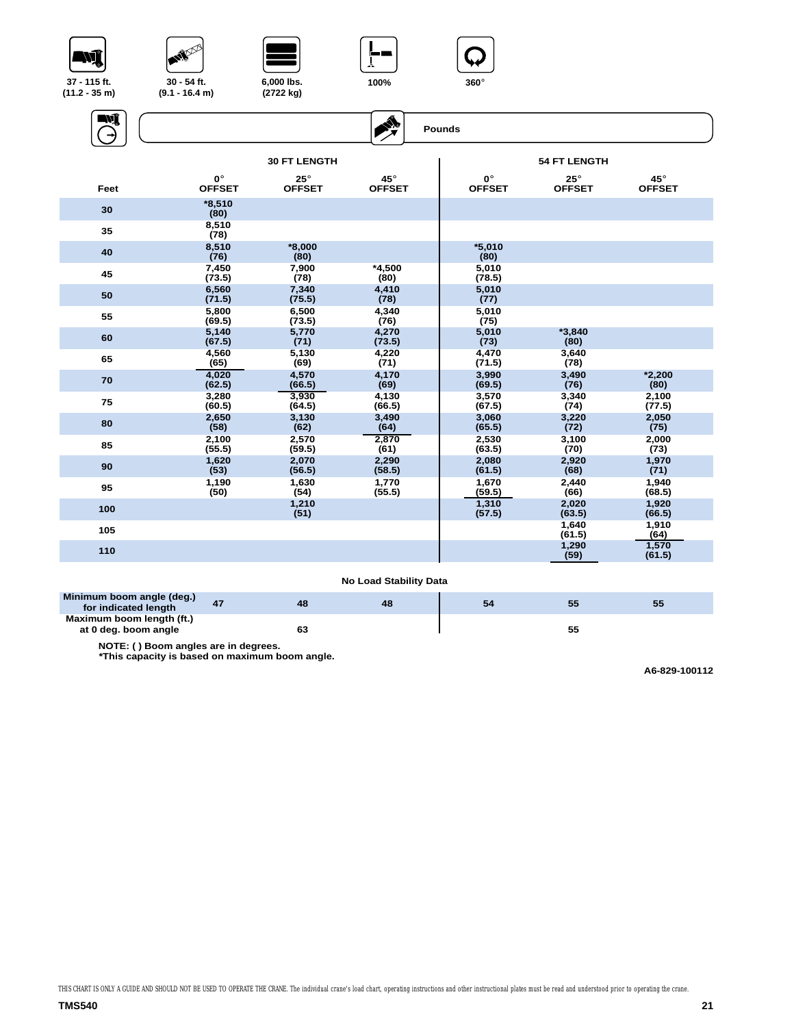37 - 115 ft. (11.2 - 35 m) | 30 - 54 ft. (9.1 - 16.4 m) | 6,000 lbs. (2722 kg) | 100% | 360°

Pounds

| Feet | 30 FT LENGTH 0° OFFSET | 30 FT LENGTH 25° OFFSET | 30 FT LENGTH 45° OFFSET | 54 FT LENGTH 0° OFFSET | 54 FT LENGTH 25° OFFSET | 54 FT LENGTH 45° OFFSET |
|---|---|---|---|---|---|---|
| 30 | *8,510 (80) | | | | | |
| 35 | 8,510 (78) | | | | | |
| 40 | 8,510 (76) | *8,000 (80) | | *5,010 (80) | | |
| 45 | 7,450 (73.5) | 7,900 (78) | *4,500 (80) | 5,010 (78.5) | | |
| 50 | 6,560 (71.5) | 7,340 (75.5) | 4,410 (78) | 5,010 (77) | | |
| 55 | 5,800 (69.5) | 6,500 (73.5) | 4,340 (76) | 5,010 (75) | | |
| 60 | 5,140 (67.5) | 5,770 (71) | 4,270 (73.5) | 5,010 (73) | *3,840 (80) | |
| 65 | 4,560 (65) | 5,130 (69) | 4,220 (71) | 4,470 (71.5) | 3,640 (78) | |
| 70 | 4,020 (62.5) | 4,570 (66.5) | 4,170 (69) | 3,990 (69.5) | 3,490 (76) | *2,200 (80) |
| 75 | 3,280 (60.5) | 3,930 (64.5) | 4,130 (66.5) | 3,570 (67.5) | 3,340 (74) | 2,100 (77.5) |
| 80 | 2,650 (58) | 3,130 (62) | 3,490 (64) | 3,060 (65.5) | 3,220 (72) | 2,050 (75) |
| 85 | 2,100 (55.5) | 2,570 (59.5) | 2,870 (61) | 2,530 (63.5) | 3,100 (70) | 2,000 (73) |
| 90 | 1,620 (53) | 2,070 (56.5) | 2,290 (58.5) | 2,080 (61.5) | 2,920 (68) | 1,970 (71) |
| 95 | 1,190 (50) | 1,630 (54) | 1,770 (55.5) | 1,670 (59.5) | 2,440 (66) | 1,940 (68.5) |
| 100 | | 1,210 (51) | | 1,310 (57.5) | 2,020 (63.5) | 1,920 (66.5) |
| 105 | | | | | 1,640 (61.5) | 1,910 (64) |
| 110 | | | | | 1,290 (59) | 1,570 (61.5) |

No Load Stability Data

| | 30 FT 0° | 30 FT 25° | 30 FT 45° | 54 FT 0° | 54 FT 25° | 54 FT 45° |
|---|---|---|---|---|---|---|
| Minimum boom angle (deg.) for indicated length | 47 | 48 | 48 | 54 | 55 | 55 |
| Maximum boom length (ft.) at 0 deg. boom angle | | 63 | | | 55 | |

NOTE: ( ) Boom angles are in degrees.
*This capacity is based on maximum boom angle.

A6-829-100112

THIS CHART IS ONLY A GUIDE AND SHOULD NOT BE USED TO OPERATE THE CRANE. The individual crane's load chart, operating instructions and other instructional plates must be read and understood prior to operating the crane.

TMS540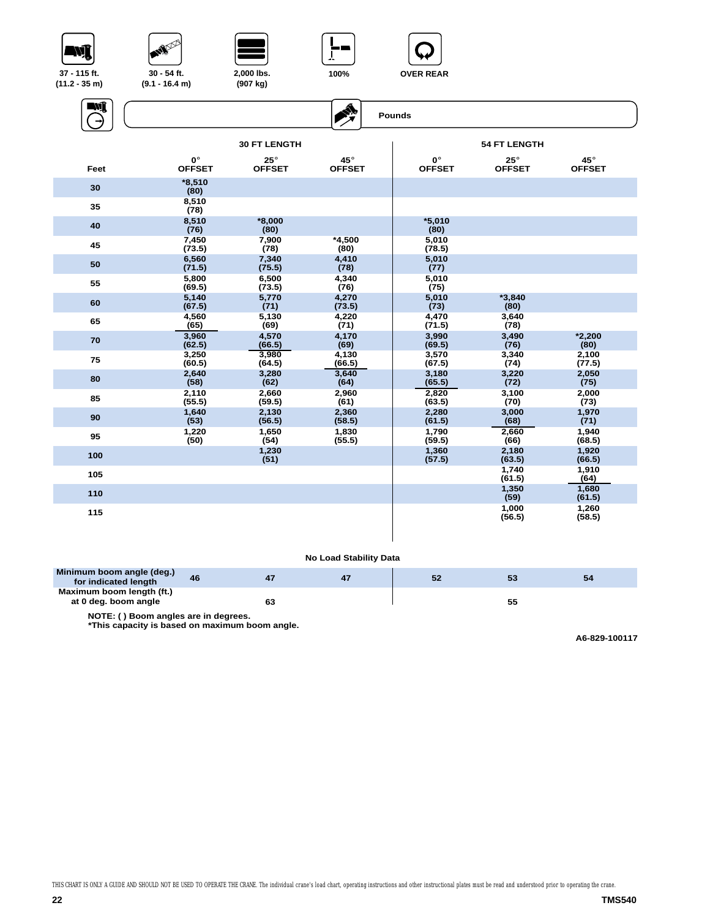37 - 115 ft. (11.2 - 35 m) | 30 - 54 ft. (9.1 - 16.4 m) | 2,000 lbs. (907 kg) | 100% | OVER REAR

Pounds

| Feet | 30 FT LENGTH 0° OFFSET | 30 FT LENGTH 25° OFFSET | 30 FT LENGTH 45° OFFSET | 54 FT LENGTH 0° OFFSET | 54 FT LENGTH 25° OFFSET | 54 FT LENGTH 45° OFFSET |
|---|---|---|---|---|---|---|
| 30 | *8,510 (80) | | | | | |
| 35 | 8,510 (78) | | | | | |
| 40 | 8,510 (76) | *8,000 (80) | | *5,010 (80) | | |
| 45 | 7,450 (73.5) | 7,900 (78) | *4,500 (80) | 5,010 (78.5) | | |
| 50 | 6,560 (71.5) | 7,340 (75.5) | 4,410 (78) | 5,010 (77) | | |
| 55 | 5,800 (69.5) | 6,500 (73.5) | 4,340 (76) | 5,010 (75) | | |
| 60 | 5,140 (67.5) | 5,770 (71) | 4,270 (73.5) | 5,010 (73) | *3,840 (80) | |
| 65 | 4,560 (65) | 5,130 (69) | 4,220 (71) | 4,470 (71.5) | 3,640 (78) | |
| 70 | 3,960 (62.5) | 4,570 (66.5) | 4,170 (69) | 3,990 (69.5) | 3,490 (76) | *2,200 (80) |
| 75 | 3,250 (60.5) | 3,980 (64.5) | 4,130 (66.5) | 3,570 (67.5) | 3,340 (74) | 2,100 (77.5) |
| 80 | 2,640 (58) | 3,280 (62) | 3,640 (64) | 3,180 (65.5) | 3,220 (72) | 2,050 (75) |
| 85 | 2,110 (55.5) | 2,660 (59.5) | 2,960 (61) | 2,820 (63.5) | 3,100 (70) | 2,000 (73) |
| 90 | 1,640 (53) | 2,130 (56.5) | 2,360 (58.5) | 2,280 (61.5) | 3,000 (68) | 1,970 (71) |
| 95 | 1,220 (50) | 1,650 (54) | 1,830 (55.5) | 1,790 (59.5) | 2,660 (66) | 1,940 (68.5) |
| 100 | | 1,230 (51) | | 1,360 (57.5) | 2,180 (63.5) | 1,920 (66.5) |
| 105 | | | | | 1,740 (61.5) | 1,910 (64) |
| 110 | | | | | 1,350 (59) | 1,680 (61.5) |
| 115 | | | | | 1,000 (56.5) | 1,260 (58.5) |

**No Load Stability Data**

| | 30 FT 0° | 30 FT 25° | 30 FT 45° | 54 FT 0° | 54 FT 25° | 54 FT 45° |
|---|---|---|---|---|---|---|
| Minimum boom angle (deg.) for indicated length | 46 | 47 | 47 | 52 | 53 | 54 |
| Maximum boom length (ft.) at 0 deg. boom angle | | 63 | | | 55 | |

NOTE: ( ) Boom angles are in degrees.
*This capacity is based on maximum boom angle.

A6-829-100117

THIS CHART IS ONLY A GUIDE AND SHOULD NOT BE USED TO OPERATE THE CRANE. The individual crane's load chart, operating instructions and other instructional plates must be read and understood prior to operating the crane.

TMS540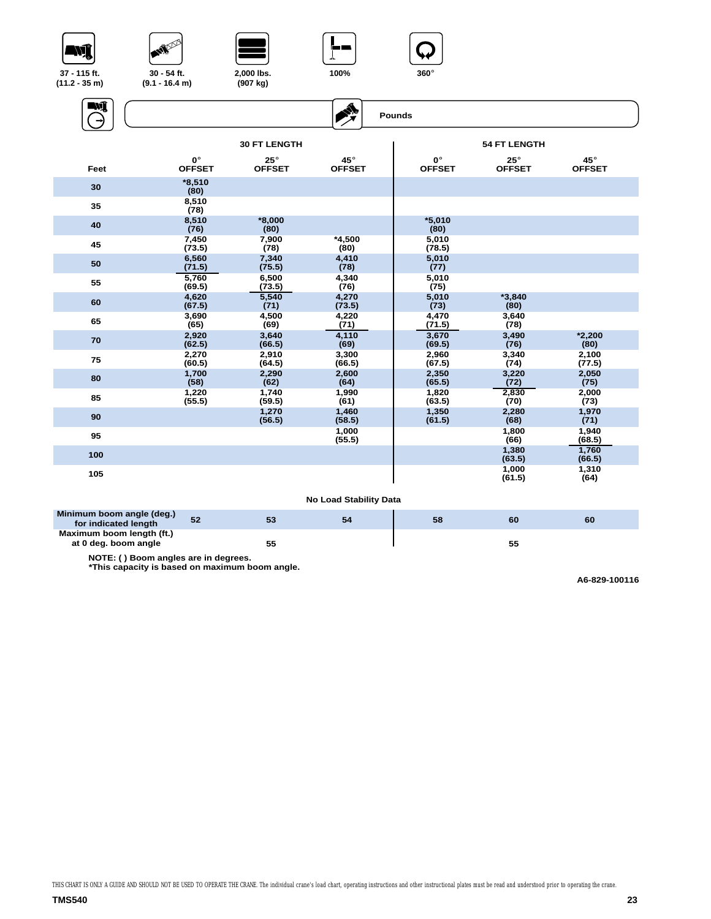| 37 - 115 ft. (11.2 - 35 m) | 30 - 54 ft. (9.1 - 16.4 m) | 2,000 lbs. (907 kg) | 100% | 360° |
|---|---|---|---|---|

**Pounds**

| Feet | 30 FT LENGTH 0° OFFSET | 30 FT LENGTH 25° OFFSET | 30 FT LENGTH 45° OFFSET | 54 FT LENGTH 0° OFFSET | 54 FT LENGTH 25° OFFSET | 54 FT LENGTH 45° OFFSET |
|---|---|---|---|---|---|---|
| 30 | *8,510 (80) | | | | | |
| 35 | 8,510 (78) | | | | | |
| 40 | 8,510 (76) | *8,000 (80) | | *5,010 (80) | | |
| 45 | 7,450 (73.5) | 7,900 (78) | *4,500 (80) | 5,010 (78.5) | | |
| 50 | 6,560 (71.5) | 7,340 (75.5) | 4,410 (78) | 5,010 (77) | | |
| 55 | 5,760 (69.5) | 6,500 (73.5) | 4,340 (76) | 5,010 (75) | | |
| 60 | 4,620 (67.5) | 5,540 (71) | 4,270 (73.5) | 5,010 (73) | *3,840 (80) | |
| 65 | 3,690 (65) | 4,500 (69) | 4,220 (71) | 4,470 (71.5) | 3,640 (78) | |
| 70 | 2,920 (62.5) | 3,640 (66.5) | 4,110 (69) | 3,670 (69.5) | 3,490 (76) | *2,200 (80) |
| 75 | 2,270 (60.5) | 2,910 (64.5) | 3,300 (66.5) | 2,960 (67.5) | 3,340 (74) | 2,100 (77.5) |
| 80 | 1,700 (58) | 2,290 (62) | 2,600 (64) | 2,350 (65.5) | 3,220 (72) | 2,050 (75) |
| 85 | 1,220 (55.5) | 1,740 (59.5) | 1,990 (61) | 1,820 (63.5) | 2,830 (70) | 2,000 (73) |
| 90 | | 1,270 (56.5) | 1,460 (58.5) | 1,350 (61.5) | 2,280 (68) | 1,970 (71) |
| 95 | | | 1,000 (55.5) | | 1,800 (66) | 1,940 (68.5) |
| 100 | | | | | 1,380 (63.5) | 1,760 (66.5) |
| 105 | | | | | 1,000 (61.5) | 1,310 (64) |

**No Load Stability Data**

| | 30 FT 0° | 30 FT 25° | 30 FT 45° | 54 FT 0° | 54 FT 25° | 54 FT 45° |
|---|---|---|---|---|---|---|
| Minimum boom angle (deg.) for indicated length | 52 | 53 | 54 | 58 | 60 | 60 |
| Maximum boom length (ft.) at 0 deg. boom angle | | 55 | | | 55 | |

NOTE: ( ) Boom angles are in degrees.
*This capacity is based on maximum boom angle.

A6-829-100116

THIS CHART IS ONLY A GUIDE AND SHOULD NOT BE USED TO OPERATE THE CRANE. The individual crane's load chart, operating instructions and other instructional plates must be read and understood prior to operating the crane.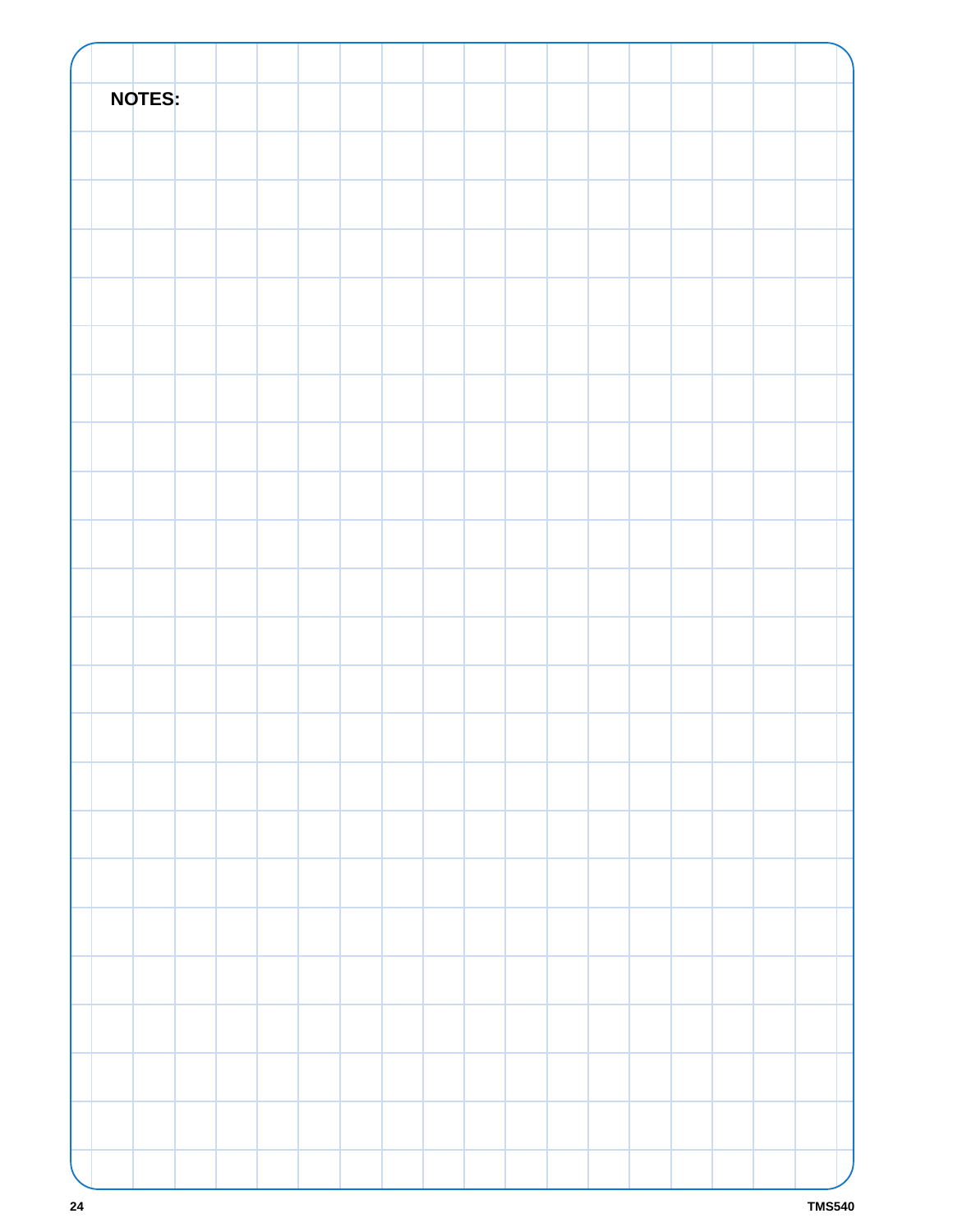**NOTES:**